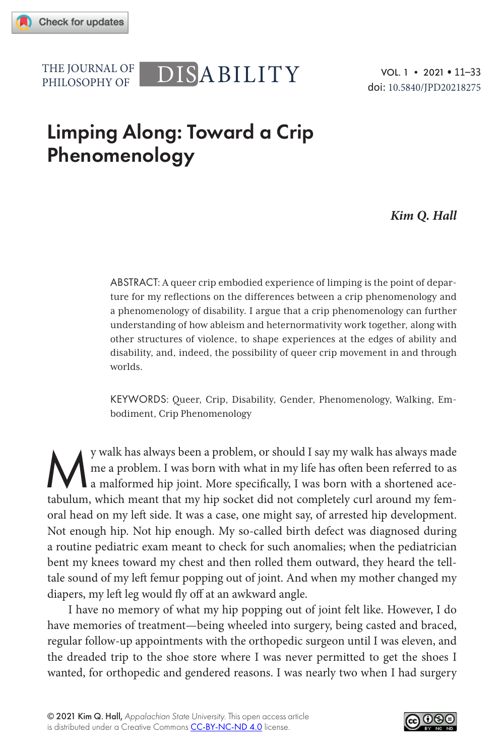# Limping Along: Toward a Crip Phenomenology

*Kim Q. Hall*

ABSTRACT: A queer crip embodied experience of limping is the point of departure for my reflections on the differences between a crip phenomenology and a phenomenology of disability. I argue that a crip phenomenology can further understanding of how ableism and heternormativity work together, along with other structures of violence, to shape experiences at the edges of ability and disability, and, indeed, the possibility of queer crip movement in and through worlds.

KEYWORDS: Queer, Crip, Disability, Gender, Phenomenology, Walking, Embodiment, Crip Phenomenology

My walk has always been a problem, or should I say my walk has always made me a problem. I was born with what in my life has often been referred to as a malformed hip joint. More specifically, I was born with a shortened acetabulum, which meant that my hip socket did not completely curl around my femoral head on my left side. It was a case, one might say, of arrested hip development. Not enough hip. Not hip enough. My so-called birth defect was diagnosed during a routine pediatric exam meant to check for such anomalies; when the pediatrician bent my knees toward my chest and then rolled them outward, they heard the telltale sound of my left femur popping out of joint. And when my mother changed my diapers, my left leg would fly off at an awkward angle.

I have no memory of what my hip popping out of joint felt like. However, I do have memories of treatment—being wheeled into surgery, being casted and braced, regular follow-up appointments with the orthopedic surgeon until I was eleven, and the dreaded trip to the shoe store where I was never permitted to get the shoes I wanted, for orthopedic and gendered reasons. I was nearly two when I had surgery

© 2021 Kim Q. Hall, *Appalachian State University*. This open access article is distributed under a Creative Commons CC-BY-NC-ND 4.0 license.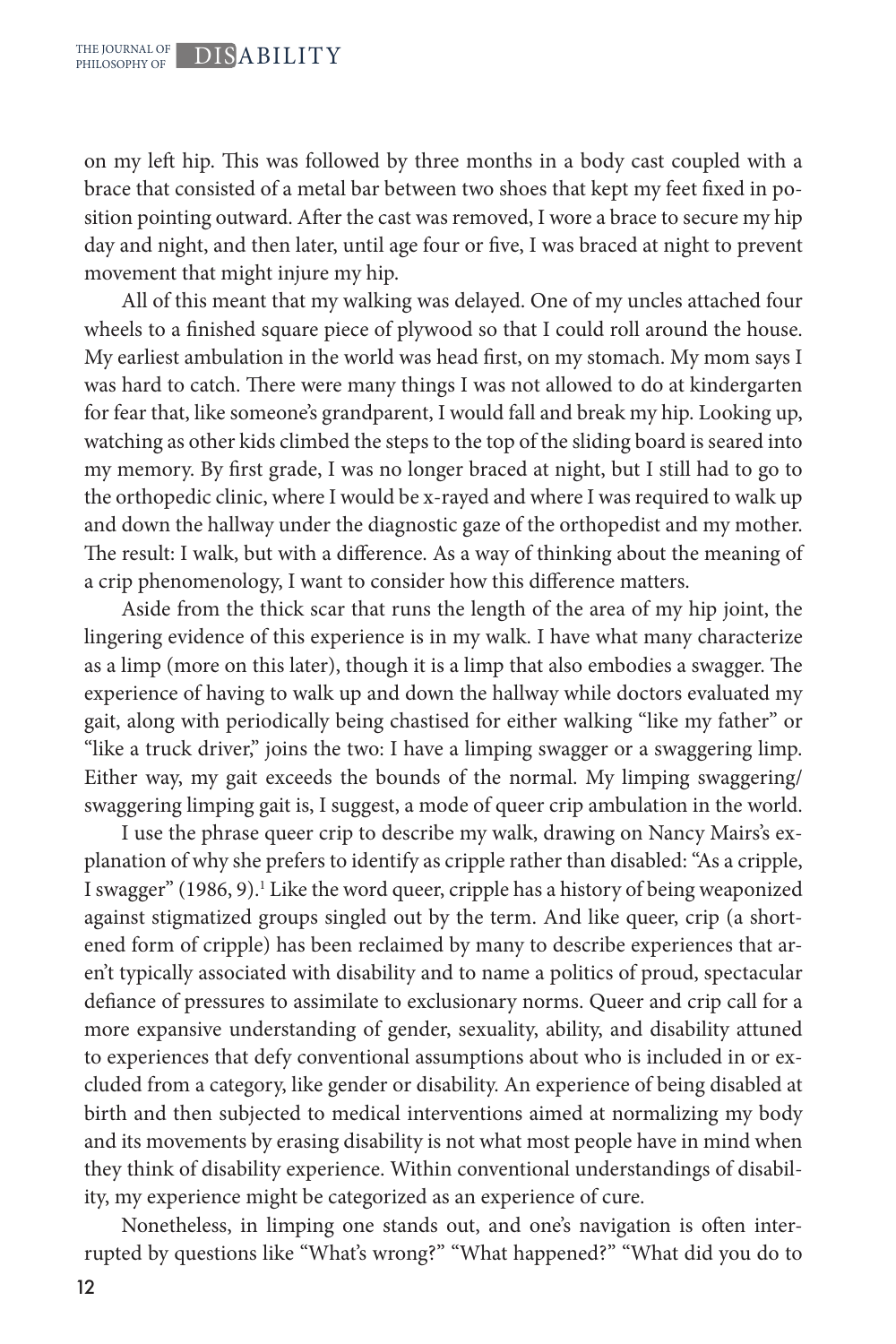on my left hip. This was followed by three months in a body cast coupled with a brace that consisted of a metal bar between two shoes that kept my feet fixed in position pointing outward. After the cast was removed, I wore a brace to secure my hip day and night, and then later, until age four or five, I was braced at night to prevent movement that might injure my hip.

All of this meant that my walking was delayed. One of my uncles attached four wheels to a finished square piece of plywood so that I could roll around the house. My earliest ambulation in the world was head first, on my stomach. My mom says I was hard to catch. There were many things I was not allowed to do at kindergarten for fear that, like someone's grandparent, I would fall and break my hip. Looking up, watching as other kids climbed the steps to the top of the sliding board is seared into my memory. By first grade, I was no longer braced at night, but I still had to go to the orthopedic clinic, where I would be x-rayed and where I was required to walk up and down the hallway under the diagnostic gaze of the orthopedist and my mother. The result: I walk, but with a difference. As a way of thinking about the meaning of a crip phenomenology, I want to consider how this difference matters.

Aside from the thick scar that runs the length of the area of my hip joint, the lingering evidence of this experience is in my walk. I have what many characterize as a limp (more on this later), though it is a limp that also embodies a swagger. The experience of having to walk up and down the hallway while doctors evaluated my gait, along with periodically being chastised for either walking "like my father" or "like a truck driver," joins the two: I have a limping swagger or a swaggering limp. Either way, my gait exceeds the bounds of the normal. My limping swaggering/swaggering limping gait is, I suggest, a mode of queer crip ambulation in the world.

I use the phrase queer crip to describe my walk, drawing on Nancy Mairs's explanation of why she prefers to identify as cripple rather than disabled: "As a cripple, I swagger" (1986, 9).[1] Like the word queer, cripple has a history of being weaponized against stigmatized groups singled out by the term. And like queer, crip (a shortened form of cripple) has been reclaimed by many to describe experiences that aren't typically associated with disability and to name a politics of proud, spectacular defiance of pressures to assimilate to exclusionary norms. Queer and crip call for a more expansive understanding of gender, sexuality, ability, and disability attuned to experiences that defy conventional assumptions about who is included in or excluded from a category, like gender or disability. An experience of being disabled at birth and then subjected to medical interventions aimed at normalizing my body and its movements by erasing disability is not what most people have in mind when they think of disability experience. Within conventional understandings of disability, my experience might be categorized as an experience of cure.

Nonetheless, in limping one stands out, and one's navigation is often interrupted by questions like "What's wrong?" "What happened?" "What did you do to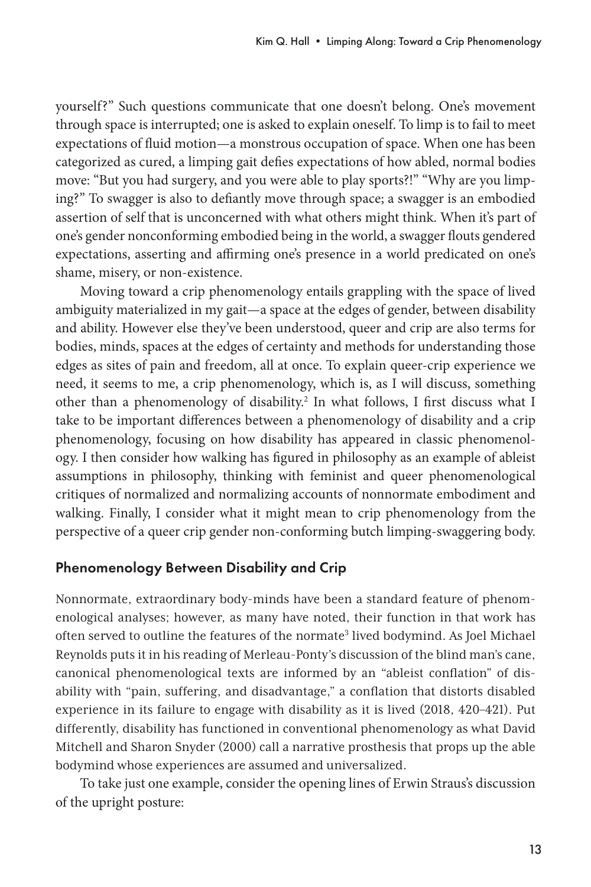yourself?" Such questions communicate that one doesn't belong. One's movement through space is interrupted; one is asked to explain oneself. To limp is to fail to meet expectations of fluid motion—a monstrous occupation of space. When one has been categorized as cured, a limping gait defies expectations of how abled, normal bodies move: "But you had surgery, and you were able to play sports?!" "Why are you limping?" To swagger is also to defiantly move through space; a swagger is an embodied assertion of self that is unconcerned with what others might think. When it's part of one's gender nonconforming embodied being in the world, a swagger flouts gendered expectations, asserting and affirming one's presence in a world predicated on one's shame, misery, or non-existence.

Moving toward a crip phenomenology entails grappling with the space of lived ambiguity materialized in my gait—a space at the edges of gender, between disability and ability. However else they've been understood, queer and crip are also terms for bodies, minds, spaces at the edges of certainty and methods for understanding those edges as sites of pain and freedom, all at once. To explain queer-crip experience we need, it seems to me, a crip phenomenology, which is, as I will discuss, something other than a phenomenology of disability.[2] In what follows, I first discuss what I take to be important differences between a phenomenology of disability and a crip phenomenology, focusing on how disability has appeared in classic phenomenology. I then consider how walking has figured in philosophy as an example of ableist assumptions in philosophy, thinking with feminist and queer phenomenological critiques of normalized and normalizing accounts of nonnormate embodiment and walking. Finally, I consider what it might mean to crip phenomenology from the perspective of a queer crip gender non-conforming butch limping-swaggering body.

## Phenomenology Between Disability and Crip

Nonnormate, extraordinary body-minds have been a standard feature of phenomenological analyses; however, as many have noted, their function in that work has often served to outline the features of the normate[3] lived bodymind. As Joel Michael Reynolds puts it in his reading of Merleau-Ponty's discussion of the blind man's cane, canonical phenomenological texts are informed by an "ableist conflation" of disability with "pain, suffering, and disadvantage," a conflation that distorts disabled experience in its failure to engage with disability as it is lived (2018, 420–421). Put differently, disability has functioned in conventional phenomenology as what David Mitchell and Sharon Snyder (2000) call a narrative prosthesis that props up the able bodymind whose experiences are assumed and universalized.

To take just one example, consider the opening lines of Erwin Straus's discussion of the upright posture: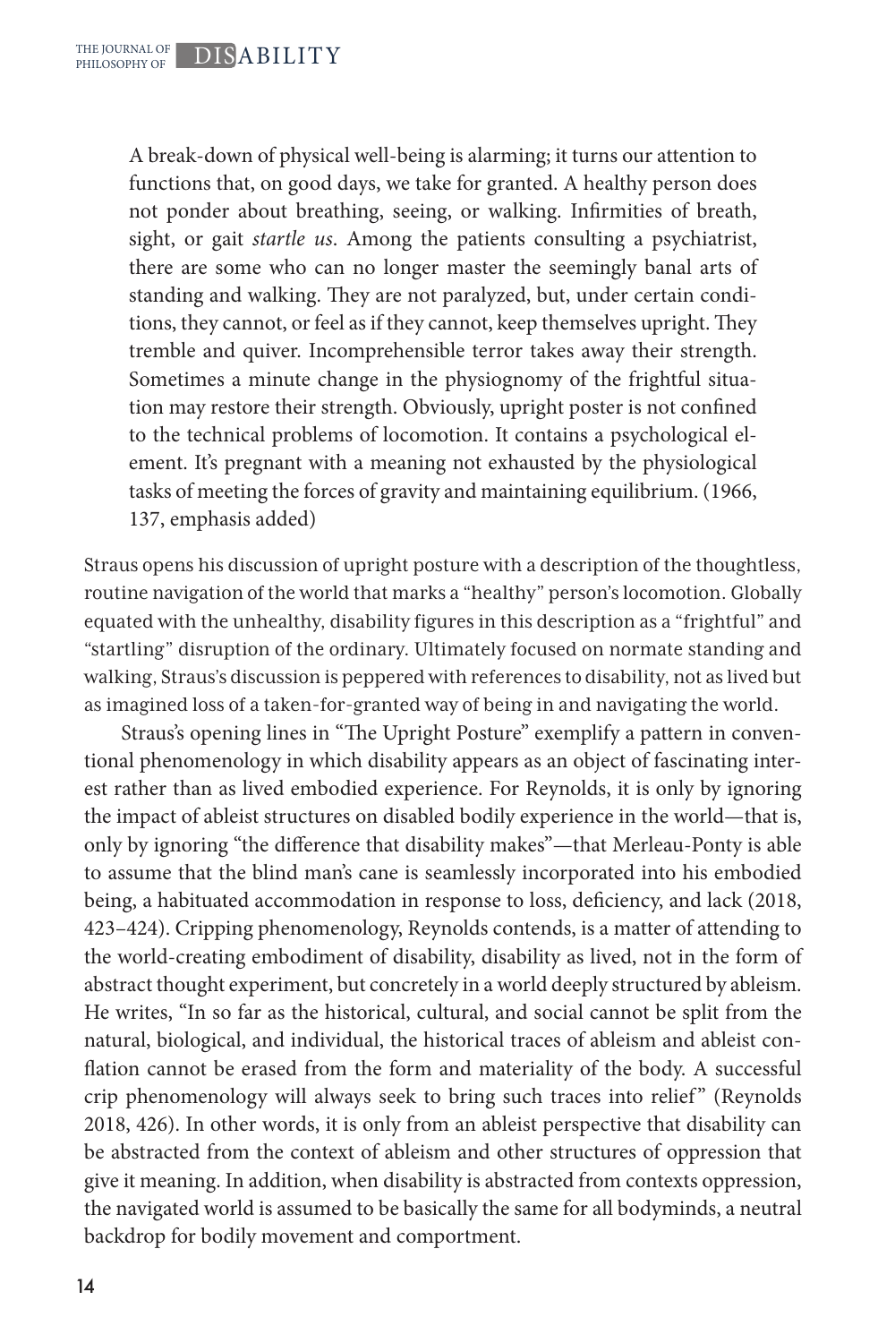> A break-down of physical well-being is alarming; it turns our attention to functions that, on good days, we take for granted. A healthy person does not ponder about breathing, seeing, or walking. Infirmities of breath, sight, or gait *startle us*. Among the patients consulting a psychiatrist, there are some who can no longer master the seemingly banal arts of standing and walking. They are not paralyzed, but, under certain conditions, they cannot, or feel as if they cannot, keep themselves upright. They tremble and quiver. Incomprehensible terror takes away their strength. Sometimes a minute change in the physiognomy of the frightful situation may restore their strength. Obviously, upright poster is not confined to the technical problems of locomotion. It contains a psychological element. It's pregnant with a meaning not exhausted by the physiological tasks of meeting the forces of gravity and maintaining equilibrium. (1966, 137, emphasis added)

Straus opens his discussion of upright posture with a description of the thoughtless, routine navigation of the world that marks a "healthy" person's locomotion. Globally equated with the unhealthy, disability figures in this description as a "frightful" and "startling" disruption of the ordinary. Ultimately focused on normate standing and walking, Straus's discussion is peppered with references to disability, not as lived but as imagined loss of a taken-for-granted way of being in and navigating the world.

Straus's opening lines in "The Upright Posture" exemplify a pattern in conventional phenomenology in which disability appears as an object of fascinating interest rather than as lived embodied experience. For Reynolds, it is only by ignoring the impact of ableist structures on disabled bodily experience in the world—that is, only by ignoring "the difference that disability makes"—that Merleau-Ponty is able to assume that the blind man's cane is seamlessly incorporated into his embodied being, a habituated accommodation in response to loss, deficiency, and lack (2018, 423–424). Cripping phenomenology, Reynolds contends, is a matter of attending to the world-creating embodiment of disability, disability as lived, not in the form of abstract thought experiment, but concretely in a world deeply structured by ableism. He writes, "In so far as the historical, cultural, and social cannot be split from the natural, biological, and individual, the historical traces of ableism and ableist conflation cannot be erased from the form and materiality of the body. A successful crip phenomenology will always seek to bring such traces into relief" (Reynolds 2018, 426). In other words, it is only from an ableist perspective that disability can be abstracted from the context of ableism and other structures of oppression that give it meaning. In addition, when disability is abstracted from contexts oppression, the navigated world is assumed to be basically the same for all bodyminds, a neutral backdrop for bodily movement and comportment.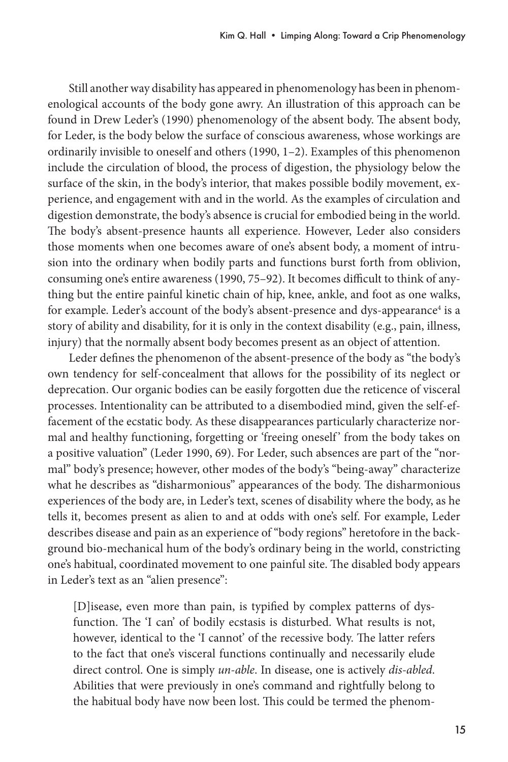Still another way disability has appeared in phenomenology has been in phenomenological accounts of the body gone awry. An illustration of this approach can be found in Drew Leder's (1990) phenomenology of the absent body. The absent body, for Leder, is the body below the surface of conscious awareness, whose workings are ordinarily invisible to oneself and others (1990, 1–2). Examples of this phenomenon include the circulation of blood, the process of digestion, the physiology below the surface of the skin, in the body's interior, that makes possible bodily movement, experience, and engagement with and in the world. As the examples of circulation and digestion demonstrate, the body's absence is crucial for embodied being in the world. The body's absent-presence haunts all experience. However, Leder also considers those moments when one becomes aware of one's absent body, a moment of intrusion into the ordinary when bodily parts and functions burst forth from oblivion, consuming one's entire awareness (1990, 75–92). It becomes difficult to think of anything but the entire painful kinetic chain of hip, knee, ankle, and foot as one walks, for example. Leder's account of the body's absent-presence and dys-appearance[4] is a story of ability and disability, for it is only in the context disability (e.g., pain, illness, injury) that the normally absent body becomes present as an object of attention.

Leder defines the phenomenon of the absent-presence of the body as "the body's own tendency for self-concealment that allows for the possibility of its neglect or deprecation. Our organic bodies can be easily forgotten due the reticence of visceral processes. Intentionality can be attributed to a disembodied mind, given the self-effacement of the ecstatic body. As these disappearances particularly characterize normal and healthy functioning, forgetting or 'freeing oneself' from the body takes on a positive valuation" (Leder 1990, 69). For Leder, such absences are part of the "normal" body's presence; however, other modes of the body's "being-away" characterize what he describes as "disharmonious" appearances of the body. The disharmonious experiences of the body are, in Leder's text, scenes of disability where the body, as he tells it, becomes present as alien to and at odds with one's self. For example, Leder describes disease and pain as an experience of "body regions" heretofore in the background bio-mechanical hum of the body's ordinary being in the world, constricting one's habitual, coordinated movement to one painful site. The disabled body appears in Leder's text as an "alien presence":

> [D]isease, even more than pain, is typified by complex patterns of dysfunction. The 'I can' of bodily ecstasis is disturbed. What results is not, however, identical to the 'I cannot' of the recessive body. The latter refers to the fact that one's visceral functions continually and necessarily elude direct control. One is simply *un-able*. In disease, one is actively *dis-abled*. Abilities that were previously in one's command and rightfully belong to the habitual body have now been lost. This could be termed the phenom-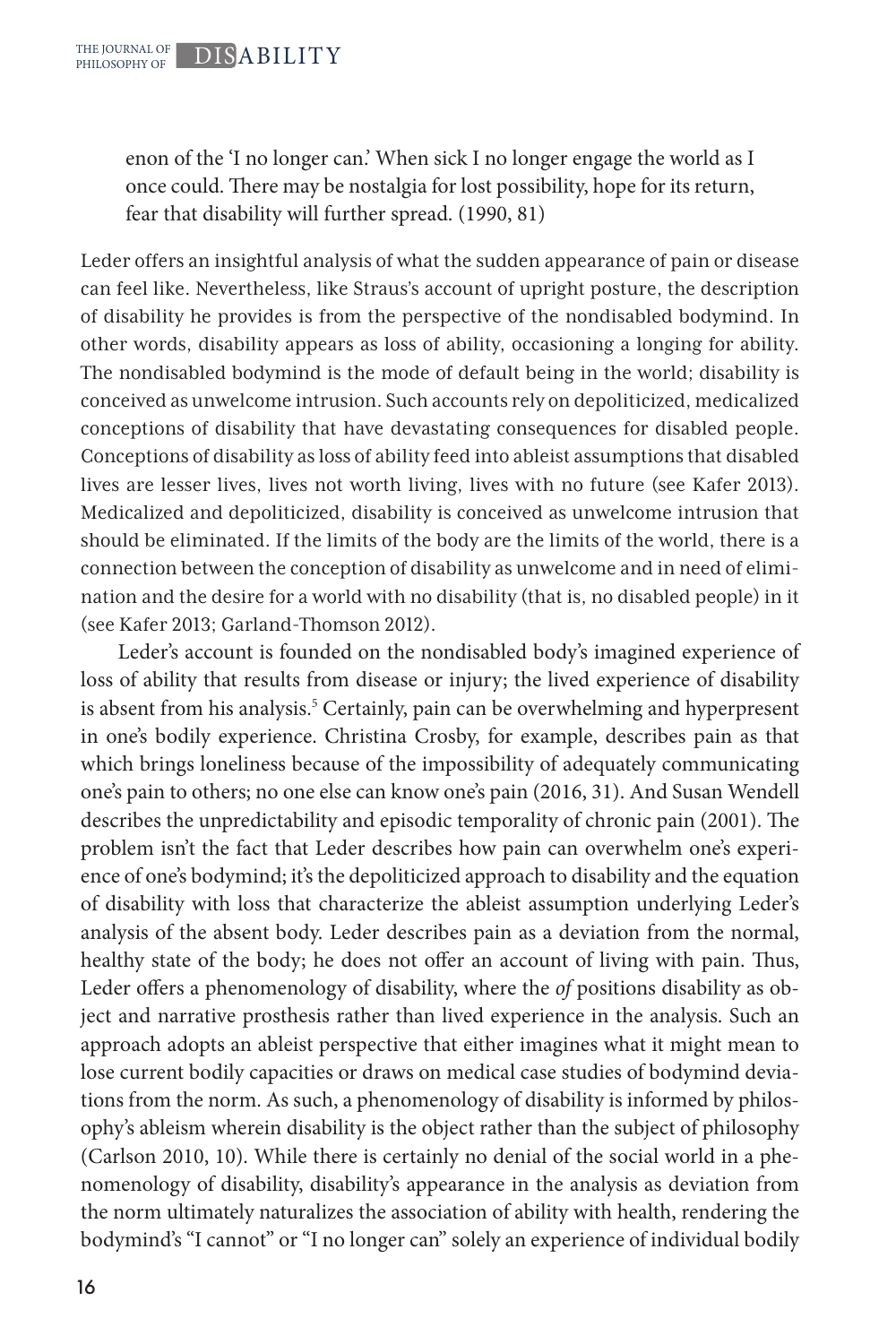> enon of the 'I no longer can.' When sick I no longer engage the world as I once could. There may be nostalgia for lost possibility, hope for its return, fear that disability will further spread. (1990, 81)

Leder offers an insightful analysis of what the sudden appearance of pain or disease can feel like. Nevertheless, like Straus's account of upright posture, the description of disability he provides is from the perspective of the nondisabled bodymind. In other words, disability appears as loss of ability, occasioning a longing for ability. The nondisabled bodymind is the mode of default being in the world; disability is conceived as unwelcome intrusion. Such accounts rely on depoliticized, medicalized conceptions of disability that have devastating consequences for disabled people. Conceptions of disability as loss of ability feed into ableist assumptions that disabled lives are lesser lives, lives not worth living, lives with no future (see Kafer 2013). Medicalized and depoliticized, disability is conceived as unwelcome intrusion that should be eliminated. If the limits of the body are the limits of the world, there is a connection between the conception of disability as unwelcome and in need of elimination and the desire for a world with no disability (that is, no disabled people) in it (see Kafer 2013; Garland-Thomson 2012).

Leder's account is founded on the nondisabled body's imagined experience of loss of ability that results from disease or injury; the lived experience of disability is absent from his analysis.[5] Certainly, pain can be overwhelming and hyperpresent in one's bodily experience. Christina Crosby, for example, describes pain as that which brings loneliness because of the impossibility of adequately communicating one's pain to others; no one else can know one's pain (2016, 31). And Susan Wendell describes the unpredictability and episodic temporality of chronic pain (2001). The problem isn't the fact that Leder describes how pain can overwhelm one's experience of one's bodymind; it's the depoliticized approach to disability and the equation of disability with loss that characterize the ableist assumption underlying Leder's analysis of the absent body. Leder describes pain as a deviation from the normal, healthy state of the body; he does not offer an account of living with pain. Thus, Leder offers a phenomenology of disability, where the *of* positions disability as object and narrative prosthesis rather than lived experience in the analysis. Such an approach adopts an ableist perspective that either imagines what it might mean to lose current bodily capacities or draws on medical case studies of bodymind deviations from the norm. As such, a phenomenology of disability is informed by philosophy's ableism wherein disability is the object rather than the subject of philosophy (Carlson 2010, 10). While there is certainly no denial of the social world in a phenomenology of disability, disability's appearance in the analysis as deviation from the norm ultimately naturalizes the association of ability with health, rendering the bodymind's "I cannot" or "I no longer can" solely an experience of individual bodily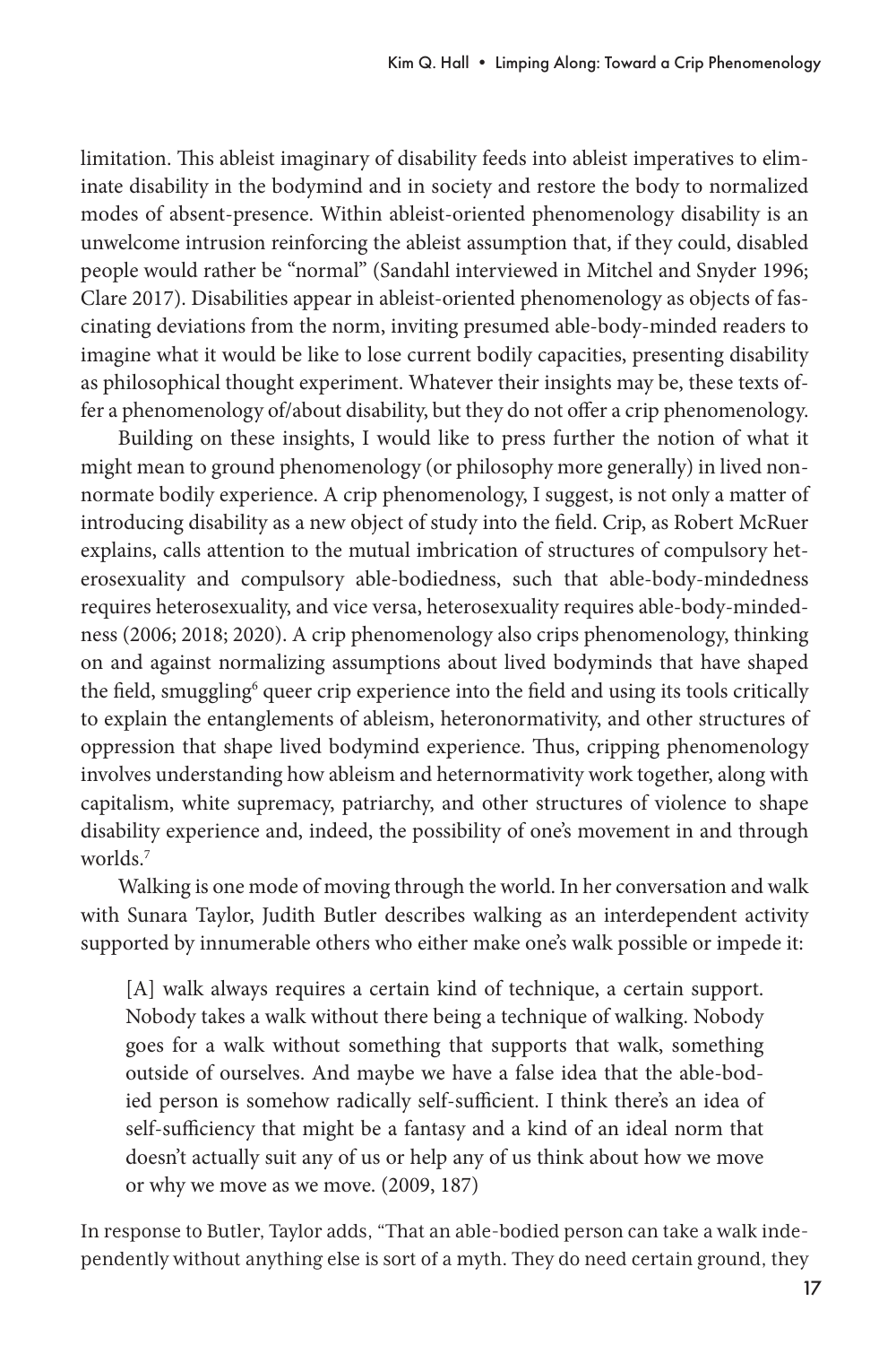limitation. This ableist imaginary of disability feeds into ableist imperatives to eliminate disability in the bodymind and in society and restore the body to normalized modes of absent-presence. Within ableist-oriented phenomenology disability is an unwelcome intrusion reinforcing the ableist assumption that, if they could, disabled people would rather be "normal" (Sandahl interviewed in Mitchel and Snyder 1996; Clare 2017). Disabilities appear in ableist-oriented phenomenology as objects of fascinating deviations from the norm, inviting presumed able-body-minded readers to imagine what it would be like to lose current bodily capacities, presenting disability as philosophical thought experiment. Whatever their insights may be, these texts offer a phenomenology of/about disability, but they do not offer a crip phenomenology.

Building on these insights, I would like to press further the notion of what it might mean to ground phenomenology (or philosophy more generally) in lived nonnormate bodily experience. A crip phenomenology, I suggest, is not only a matter of introducing disability as a new object of study into the field. Crip, as Robert McRuer explains, calls attention to the mutual imbrication of structures of compulsory heterosexuality and compulsory able-bodiedness, such that able-body-mindedness requires heterosexuality, and vice versa, heterosexuality requires able-body-mindedness (2006; 2018; 2020). A crip phenomenology also crips phenomenology, thinking on and against normalizing assumptions about lived bodyminds that have shaped the field, smuggling[6] queer crip experience into the field and using its tools critically to explain the entanglements of ableism, heteronormativity, and other structures of oppression that shape lived bodymind experience. Thus, cripping phenomenology involves understanding how ableism and heternormativity work together, along with capitalism, white supremacy, patriarchy, and other structures of violence to shape disability experience and, indeed, the possibility of one's movement in and through worlds.[7]

Walking is one mode of moving through the world. In her conversation and walk with Sunara Taylor, Judith Butler describes walking as an interdependent activity supported by innumerable others who either make one's walk possible or impede it:

> [A] walk always requires a certain kind of technique, a certain support. Nobody takes a walk without there being a technique of walking. Nobody goes for a walk without something that supports that walk, something outside of ourselves. And maybe we have a false idea that the able-bodied person is somehow radically self-sufficient. I think there's an idea of self-sufficiency that might be a fantasy and a kind of an ideal norm that doesn't actually suit any of us or help any of us think about how we move or why we move as we move. (2009, 187)

In response to Butler, Taylor adds, "That an able-bodied person can take a walk independently without anything else is sort of a myth. They do need certain ground, they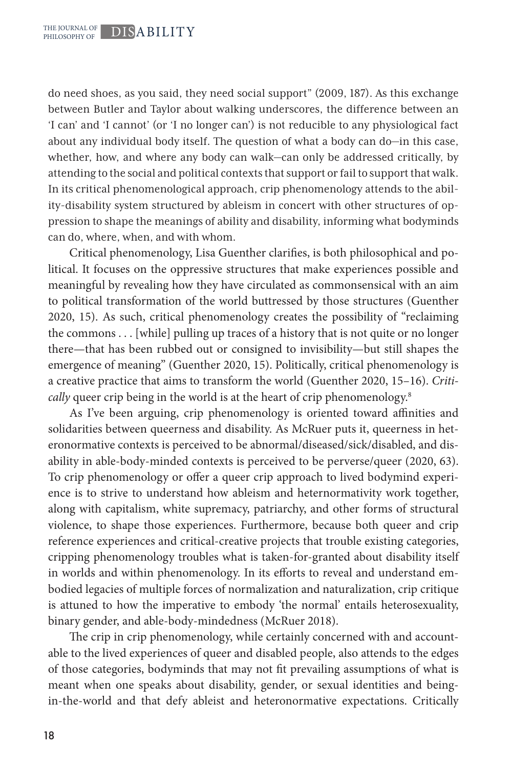do need shoes, as you said, they need social support" (2009, 187). As this exchange between Butler and Taylor about walking underscores, the difference between an 'I can' and 'I cannot' (or 'I no longer can') is not reducible to any physiological fact about any individual body itself. The question of what a body can do—in this case, whether, how, and where any body can walk—can only be addressed critically, by attending to the social and political contexts that support or fail to support that walk. In its critical phenomenological approach, crip phenomenology attends to the ability-disability system structured by ableism in concert with other structures of oppression to shape the meanings of ability and disability, informing what bodyminds can do, where, when, and with whom.

Critical phenomenology, Lisa Guenther clarifies, is both philosophical and political. It focuses on the oppressive structures that make experiences possible and meaningful by revealing how they have circulated as commonsensical with an aim to political transformation of the world buttressed by those structures (Guenther 2020, 15). As such, critical phenomenology creates the possibility of "reclaiming the commons . . . [while] pulling up traces of a history that is not quite or no longer there—that has been rubbed out or consigned to invisibility—but still shapes the emergence of meaning" (Guenther 2020, 15). Politically, critical phenomenology is a creative practice that aims to transform the world (Guenther 2020, 15–16). *Critically* queer crip being in the world is at the heart of crip phenomenology.[8]

As I've been arguing, crip phenomenology is oriented toward affinities and solidarities between queerness and disability. As McRuer puts it, queerness in heteronormative contexts is perceived to be abnormal/diseased/sick/disabled, and disability in able-body-minded contexts is perceived to be perverse/queer (2020, 63). To crip phenomenology or offer a queer crip approach to lived bodymind experience is to strive to understand how ableism and heternormativity work together, along with capitalism, white supremacy, patriarchy, and other forms of structural violence, to shape those experiences. Furthermore, because both queer and crip reference experiences and critical-creative projects that trouble existing categories, cripping phenomenology troubles what is taken-for-granted about disability itself in worlds and within phenomenology. In its efforts to reveal and understand embodied legacies of multiple forces of normalization and naturalization, crip critique is attuned to how the imperative to embody 'the normal' entails heterosexuality, binary gender, and able-body-mindedness (McRuer 2018).

The crip in crip phenomenology, while certainly concerned with and accountable to the lived experiences of queer and disabled people, also attends to the edges of those categories, bodyminds that may not fit prevailing assumptions of what is meant when one speaks about disability, gender, or sexual identities and being-in-the-world and that defy ableist and heteronormative expectations. Critically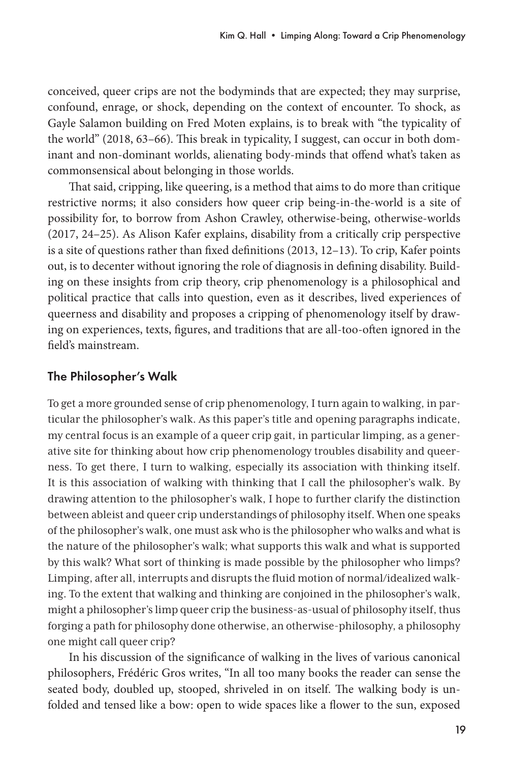conceived, queer crips are not the bodyminds that are expected; they may surprise, confound, enrage, or shock, depending on the context of encounter. To shock, as Gayle Salamon building on Fred Moten explains, is to break with "the typicality of the world" (2018, 63–66). This break in typicality, I suggest, can occur in both dominant and non-dominant worlds, alienating body-minds that offend what's taken as commonsensical about belonging in those worlds.

That said, cripping, like queering, is a method that aims to do more than critique restrictive norms; it also considers how queer crip being-in-the-world is a site of possibility for, to borrow from Ashon Crawley, otherwise-being, otherwise-worlds (2017, 24–25). As Alison Kafer explains, disability from a critically crip perspective is a site of questions rather than fixed definitions (2013, 12–13). To crip, Kafer points out, is to decenter without ignoring the role of diagnosis in defining disability. Building on these insights from crip theory, crip phenomenology is a philosophical and political practice that calls into question, even as it describes, lived experiences of queerness and disability and proposes a cripping of phenomenology itself by drawing on experiences, texts, figures, and traditions that are all-too-often ignored in the field's mainstream.

## The Philosopher's Walk

To get a more grounded sense of crip phenomenology, I turn again to walking, in particular the philosopher's walk. As this paper's title and opening paragraphs indicate, my central focus is an example of a queer crip gait, in particular limping, as a generative site for thinking about how crip phenomenology troubles disability and queerness. To get there, I turn to walking, especially its association with thinking itself. It is this association of walking with thinking that I call the philosopher's walk. By drawing attention to the philosopher's walk, I hope to further clarify the distinction between ableist and queer crip understandings of philosophy itself. When one speaks of the philosopher's walk, one must ask who is the philosopher who walks and what is the nature of the philosopher's walk; what supports this walk and what is supported by this walk? What sort of thinking is made possible by the philosopher who limps? Limping, after all, interrupts and disrupts the fluid motion of normal/idealized walking. To the extent that walking and thinking are conjoined in the philosopher's walk, might a philosopher's limp queer crip the business-as-usual of philosophy itself, thus forging a path for philosophy done otherwise, an otherwise-philosophy, a philosophy one might call queer crip?

In his discussion of the significance of walking in the lives of various canonical philosophers, Frédéric Gros writes, "In all too many books the reader can sense the seated body, doubled up, stooped, shriveled in on itself. The walking body is unfolded and tensed like a bow: open to wide spaces like a flower to the sun, exposed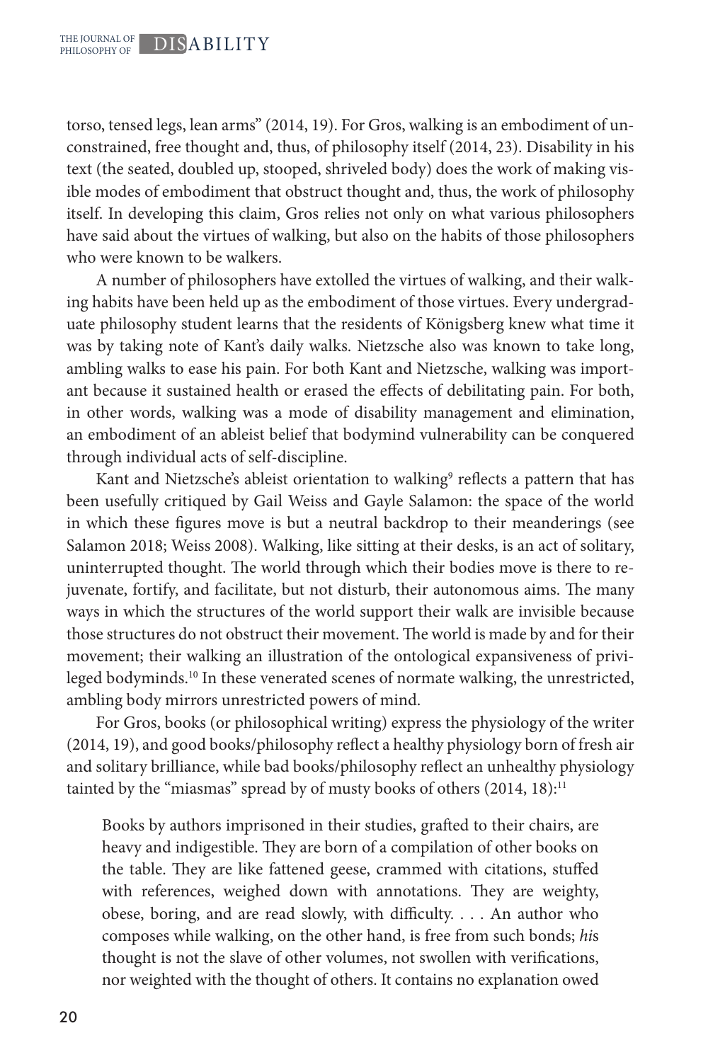torso, tensed legs, lean arms" (2014, 19). For Gros, walking is an embodiment of unconstrained, free thought and, thus, of philosophy itself (2014, 23). Disability in his text (the seated, doubled up, stooped, shriveled body) does the work of making visible modes of embodiment that obstruct thought and, thus, the work of philosophy itself. In developing this claim, Gros relies not only on what various philosophers have said about the virtues of walking, but also on the habits of those philosophers who were known to be walkers.

A number of philosophers have extolled the virtues of walking, and their walking habits have been held up as the embodiment of those virtues. Every undergraduate philosophy student learns that the residents of Königsberg knew what time it was by taking note of Kant's daily walks. Nietzsche also was known to take long, ambling walks to ease his pain. For both Kant and Nietzsche, walking was important because it sustained health or erased the effects of debilitating pain. For both, in other words, walking was a mode of disability management and elimination, an embodiment of an ableist belief that bodymind vulnerability can be conquered through individual acts of self-discipline.

Kant and Nietzsche's ableist orientation to walking[9] reflects a pattern that has been usefully critiqued by Gail Weiss and Gayle Salamon: the space of the world in which these figures move is but a neutral backdrop to their meanderings (see Salamon 2018; Weiss 2008). Walking, like sitting at their desks, is an act of solitary, uninterrupted thought. The world through which their bodies move is there to rejuvenate, fortify, and facilitate, but not disturb, their autonomous aims. The many ways in which the structures of the world support their walk are invisible because those structures do not obstruct their movement. The world is made by and for their movement; their walking an illustration of the ontological expansiveness of privileged bodyminds.[10] In these venerated scenes of normate walking, the unrestricted, ambling body mirrors unrestricted powers of mind.

For Gros, books (or philosophical writing) express the physiology of the writer (2014, 19), and good books/philosophy reflect a healthy physiology born of fresh air and solitary brilliance, while bad books/philosophy reflect an unhealthy physiology tainted by the "miasmas" spread by of musty books of others (2014, 18):[11]

> Books by authors imprisoned in their studies, grafted to their chairs, are heavy and indigestible. They are born of a compilation of other books on the table. They are like fattened geese, crammed with citations, stuffed with references, weighed down with annotations. They are weighty, obese, boring, and are read slowly, with difficulty. . . . An author who composes while walking, on the other hand, is free from such bonds; *hi*s thought is not the slave of other volumes, not swollen with verifications, nor weighted with the thought of others. It contains no explanation owed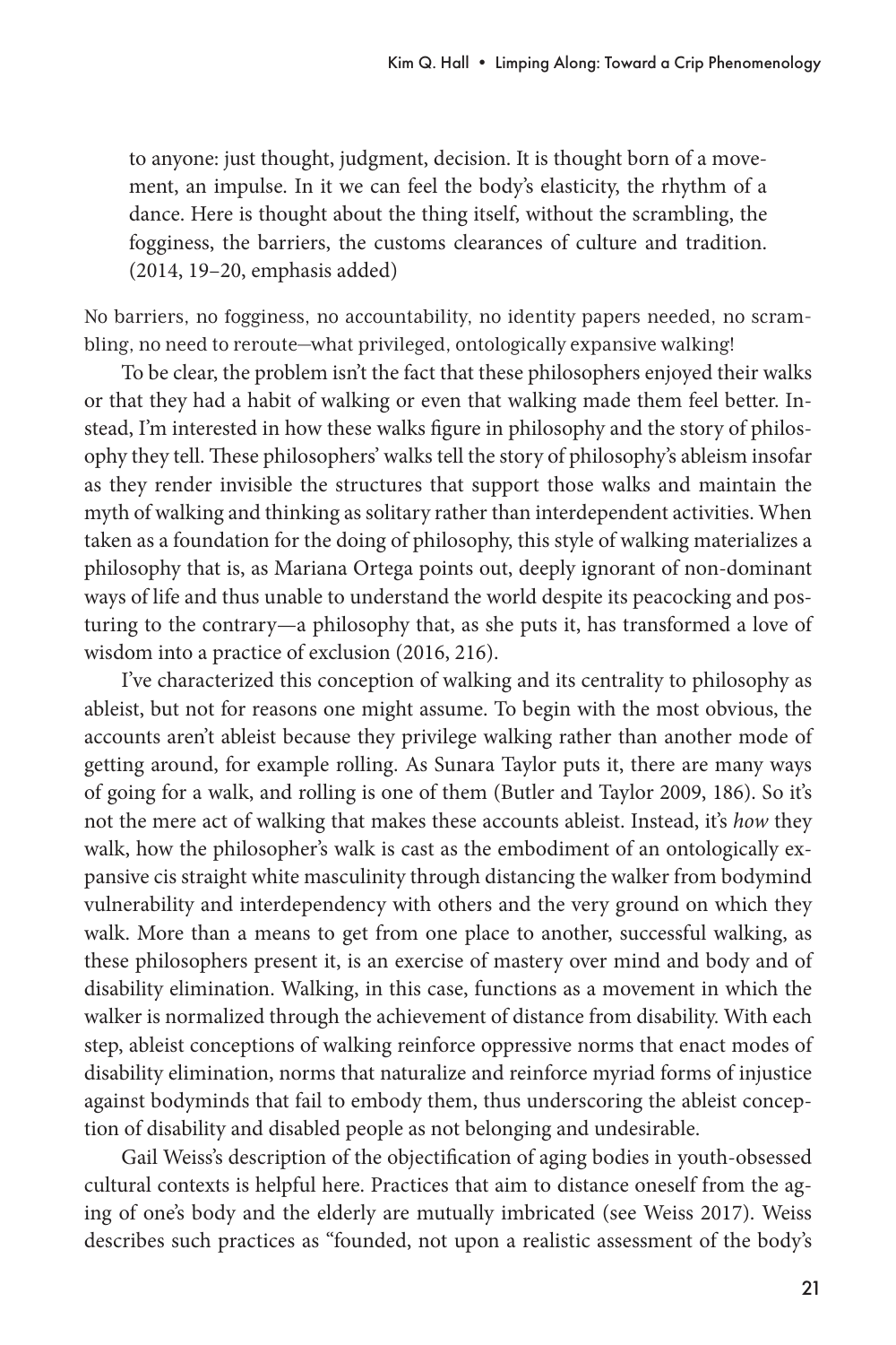> to anyone: just thought, judgment, decision. It is thought born of a movement, an impulse. In it we can feel the body's elasticity, the rhythm of a dance. Here is thought about the thing itself, without the scrambling, the fogginess, the barriers, the customs clearances of culture and tradition. (2014, 19–20, emphasis added)

No barriers, no fogginess, no accountability, no identity papers needed, no scrambling, no need to reroute—what privileged, ontologically expansive walking!

To be clear, the problem isn't the fact that these philosophers enjoyed their walks or that they had a habit of walking or even that walking made them feel better. Instead, I'm interested in how these walks figure in philosophy and the story of philosophy they tell. These philosophers' walks tell the story of philosophy's ableism insofar as they render invisible the structures that support those walks and maintain the myth of walking and thinking as solitary rather than interdependent activities. When taken as a foundation for the doing of philosophy, this style of walking materializes a philosophy that is, as Mariana Ortega points out, deeply ignorant of non-dominant ways of life and thus unable to understand the world despite its peacocking and posturing to the contrary—a philosophy that, as she puts it, has transformed a love of wisdom into a practice of exclusion (2016, 216).

I've characterized this conception of walking and its centrality to philosophy as ableist, but not for reasons one might assume. To begin with the most obvious, the accounts aren't ableist because they privilege walking rather than another mode of getting around, for example rolling. As Sunara Taylor puts it, there are many ways of going for a walk, and rolling is one of them (Butler and Taylor 2009, 186). So it's not the mere act of walking that makes these accounts ableist. Instead, it's *how* they walk, how the philosopher's walk is cast as the embodiment of an ontologically expansive cis straight white masculinity through distancing the walker from bodymind vulnerability and interdependency with others and the very ground on which they walk. More than a means to get from one place to another, successful walking, as these philosophers present it, is an exercise of mastery over mind and body and of disability elimination. Walking, in this case, functions as a movement in which the walker is normalized through the achievement of distance from disability. With each step, ableist conceptions of walking reinforce oppressive norms that enact modes of disability elimination, norms that naturalize and reinforce myriad forms of injustice against bodyminds that fail to embody them, thus underscoring the ableist conception of disability and disabled people as not belonging and undesirable.

Gail Weiss's description of the objectification of aging bodies in youth-obsessed cultural contexts is helpful here. Practices that aim to distance oneself from the aging of one's body and the elderly are mutually imbricated (see Weiss 2017). Weiss describes such practices as "founded, not upon a realistic assessment of the body's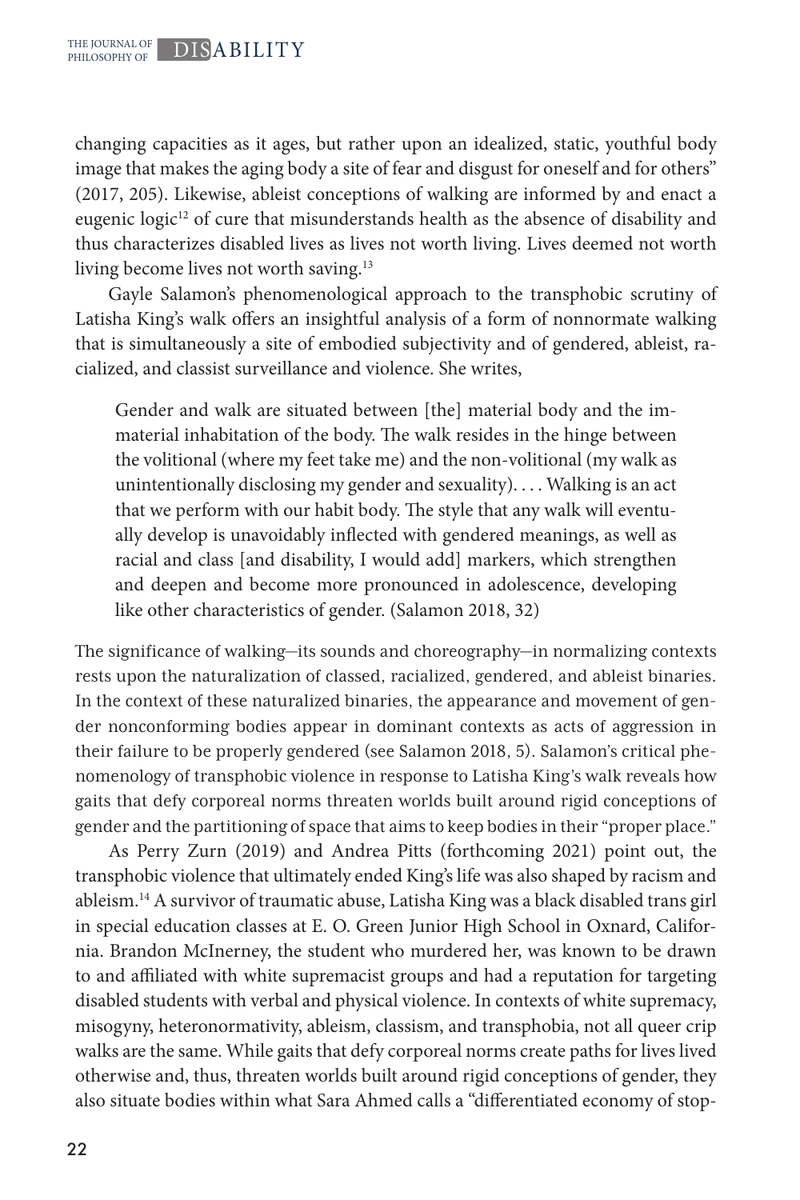changing capacities as it ages, but rather upon an idealized, static, youthful body image that makes the aging body a site of fear and disgust for oneself and for others" (2017, 205). Likewise, ableist conceptions of walking are informed by and enact a eugenic logic[12] of cure that misunderstands health as the absence of disability and thus characterizes disabled lives as lives not worth living. Lives deemed not worth living become lives not worth saving.[13]

Gayle Salamon's phenomenological approach to the transphobic scrutiny of Latisha King's walk offers an insightful analysis of a form of nonnormate walking that is simultaneously a site of embodied subjectivity and of gendered, ableist, racialized, and classist surveillance and violence. She writes,

> Gender and walk are situated between [the] material body and the immaterial inhabitation of the body. The walk resides in the hinge between the volitional (where my feet take me) and the non-volitional (my walk as unintentionally disclosing my gender and sexuality). . . . Walking is an act that we perform with our habit body. The style that any walk will eventually develop is unavoidably inflected with gendered meanings, as well as racial and class [and disability, I would add] markers, which strengthen and deepen and become more pronounced in adolescence, developing like other characteristics of gender. (Salamon 2018, 32)

The significance of walking—its sounds and choreography—in normalizing contexts rests upon the naturalization of classed, racialized, gendered, and ableist binaries. In the context of these naturalized binaries, the appearance and movement of gender nonconforming bodies appear in dominant contexts as acts of aggression in their failure to be properly gendered (see Salamon 2018, 5). Salamon's critical phenomenology of transphobic violence in response to Latisha King's walk reveals how gaits that defy corporeal norms threaten worlds built around rigid conceptions of gender and the partitioning of space that aims to keep bodies in their "proper place."

As Perry Zurn (2019) and Andrea Pitts (forthcoming 2021) point out, the transphobic violence that ultimately ended King's life was also shaped by racism and ableism.[14] A survivor of traumatic abuse, Latisha King was a black disabled trans girl in special education classes at E. O. Green Junior High School in Oxnard, California. Brandon McInerney, the student who murdered her, was known to be drawn to and affiliated with white supremacist groups and had a reputation for targeting disabled students with verbal and physical violence. In contexts of white supremacy, misogyny, heteronormativity, ableism, classism, and transphobia, not all queer crip walks are the same. While gaits that defy corporeal norms create paths for lives lived otherwise and, thus, threaten worlds built around rigid conceptions of gender, they also situate bodies within what Sara Ahmed calls a "differentiated economy of stop-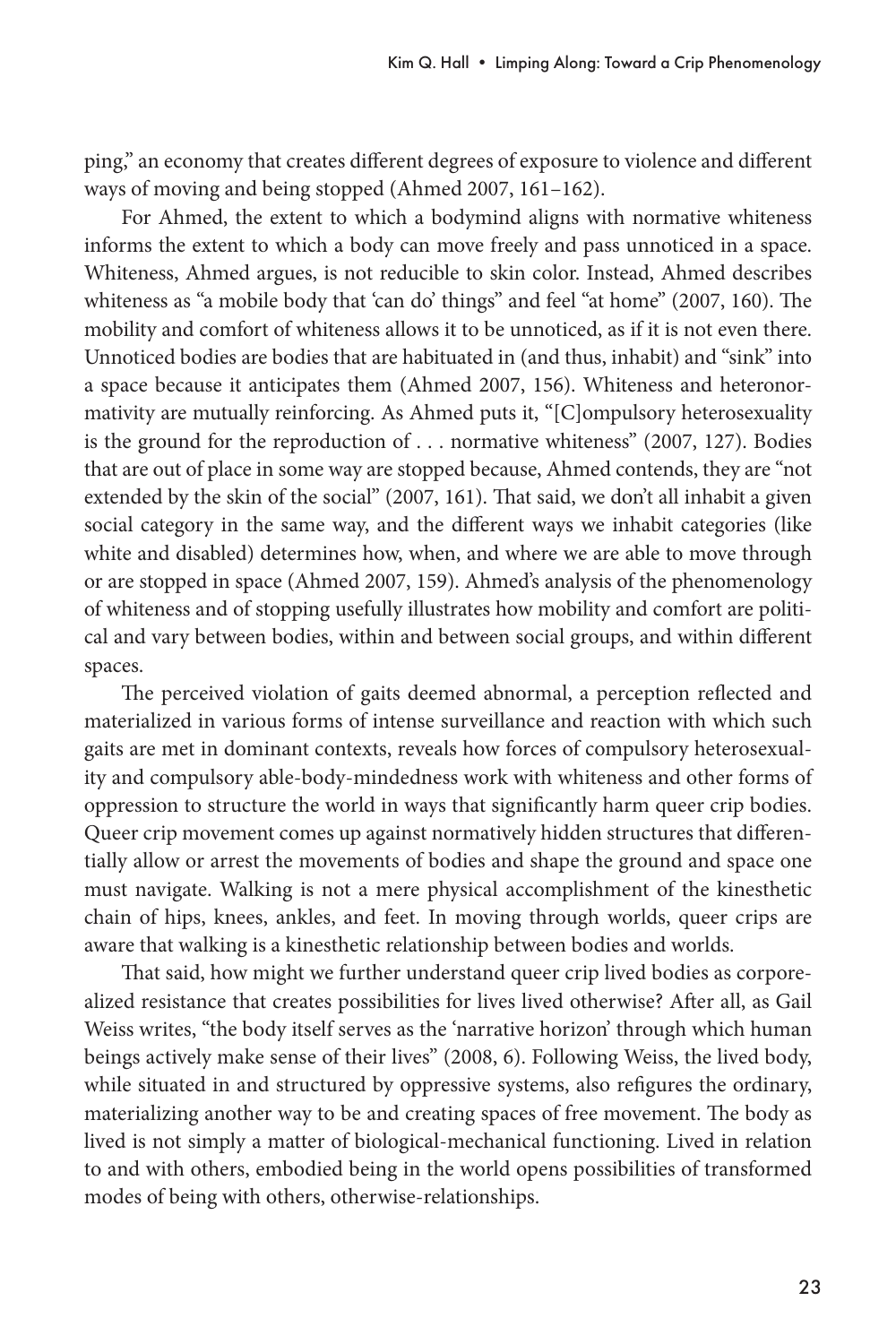ping," an economy that creates different degrees of exposure to violence and different ways of moving and being stopped (Ahmed 2007, 161–162).

For Ahmed, the extent to which a bodymind aligns with normative whiteness informs the extent to which a body can move freely and pass unnoticed in a space. Whiteness, Ahmed argues, is not reducible to skin color. Instead, Ahmed describes whiteness as "a mobile body that 'can do' things" and feel "at home" (2007, 160). The mobility and comfort of whiteness allows it to be unnoticed, as if it is not even there. Unnoticed bodies are bodies that are habituated in (and thus, inhabit) and "sink" into a space because it anticipates them (Ahmed 2007, 156). Whiteness and heteronormativity are mutually reinforcing. As Ahmed puts it, "[C]ompulsory heterosexuality is the ground for the reproduction of . . . normative whiteness" (2007, 127). Bodies that are out of place in some way are stopped because, Ahmed contends, they are "not extended by the skin of the social" (2007, 161). That said, we don't all inhabit a given social category in the same way, and the different ways we inhabit categories (like white and disabled) determines how, when, and where we are able to move through or are stopped in space (Ahmed 2007, 159). Ahmed's analysis of the phenomenology of whiteness and of stopping usefully illustrates how mobility and comfort are political and vary between bodies, within and between social groups, and within different spaces.

The perceived violation of gaits deemed abnormal, a perception reflected and materialized in various forms of intense surveillance and reaction with which such gaits are met in dominant contexts, reveals how forces of compulsory heterosexuality and compulsory able-body-mindedness work with whiteness and other forms of oppression to structure the world in ways that significantly harm queer crip bodies. Queer crip movement comes up against normatively hidden structures that differentially allow or arrest the movements of bodies and shape the ground and space one must navigate. Walking is not a mere physical accomplishment of the kinesthetic chain of hips, knees, ankles, and feet. In moving through worlds, queer crips are aware that walking is a kinesthetic relationship between bodies and worlds.

That said, how might we further understand queer crip lived bodies as corporealized resistance that creates possibilities for lives lived otherwise? After all, as Gail Weiss writes, "the body itself serves as the 'narrative horizon' through which human beings actively make sense of their lives" (2008, 6). Following Weiss, the lived body, while situated in and structured by oppressive systems, also refigures the ordinary, materializing another way to be and creating spaces of free movement. The body as lived is not simply a matter of biological-mechanical functioning. Lived in relation to and with others, embodied being in the world opens possibilities of transformed modes of being with others, otherwise-relationships.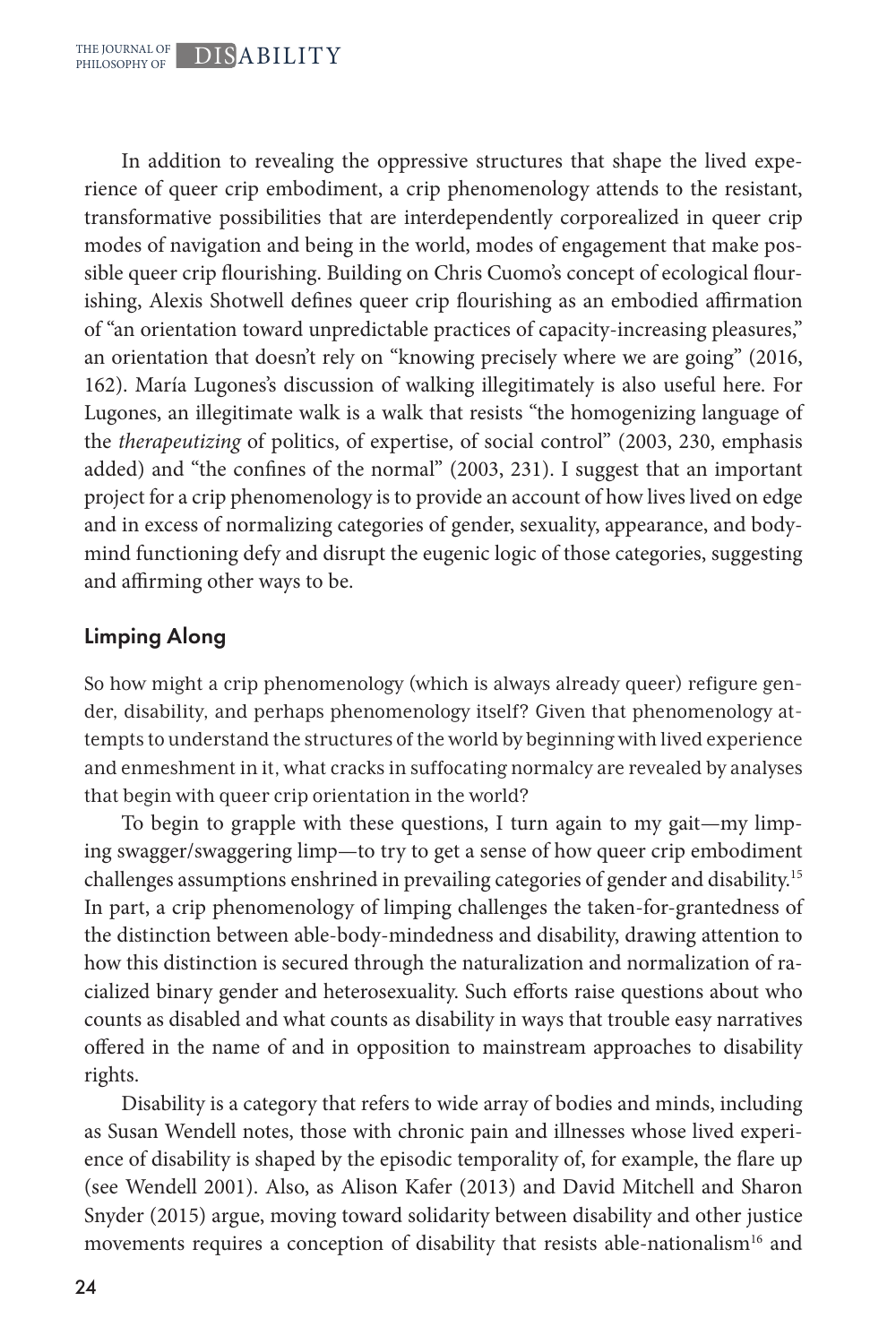In addition to revealing the oppressive structures that shape the lived experience of queer crip embodiment, a crip phenomenology attends to the resistant, transformative possibilities that are interdependently corporealized in queer crip modes of navigation and being in the world, modes of engagement that make possible queer crip flourishing. Building on Chris Cuomo's concept of ecological flourishing, Alexis Shotwell defines queer crip flourishing as an embodied affirmation of "an orientation toward unpredictable practices of capacity-increasing pleasures," an orientation that doesn't rely on "knowing precisely where we are going" (2016, 162). María Lugones's discussion of walking illegitimately is also useful here. For Lugones, an illegitimate walk is a walk that resists "the homogenizing language of the *therapeutizing* of politics, of expertise, of social control" (2003, 230, emphasis added) and "the confines of the normal" (2003, 231). I suggest that an important project for a crip phenomenology is to provide an account of how lives lived on edge and in excess of normalizing categories of gender, sexuality, appearance, and bodymind functioning defy and disrupt the eugenic logic of those categories, suggesting and affirming other ways to be.

## Limping Along

So how might a crip phenomenology (which is always already queer) refigure gender, disability, and perhaps phenomenology itself? Given that phenomenology attempts to understand the structures of the world by beginning with lived experience and enmeshment in it, what cracks in suffocating normalcy are revealed by analyses that begin with queer crip orientation in the world?

To begin to grapple with these questions, I turn again to my gait—my limping swagger/swaggering limp—to try to get a sense of how queer crip embodiment challenges assumptions enshrined in prevailing categories of gender and disability.[15] In part, a crip phenomenology of limping challenges the taken-for-grantedness of the distinction between able-body-mindedness and disability, drawing attention to how this distinction is secured through the naturalization and normalization of racialized binary gender and heterosexuality. Such efforts raise questions about who counts as disabled and what counts as disability in ways that trouble easy narratives offered in the name of and in opposition to mainstream approaches to disability rights.

Disability is a category that refers to wide array of bodies and minds, including as Susan Wendell notes, those with chronic pain and illnesses whose lived experience of disability is shaped by the episodic temporality of, for example, the flare up (see Wendell 2001). Also, as Alison Kafer (2013) and David Mitchell and Sharon Snyder (2015) argue, moving toward solidarity between disability and other justice movements requires a conception of disability that resists able-nationalism[16] and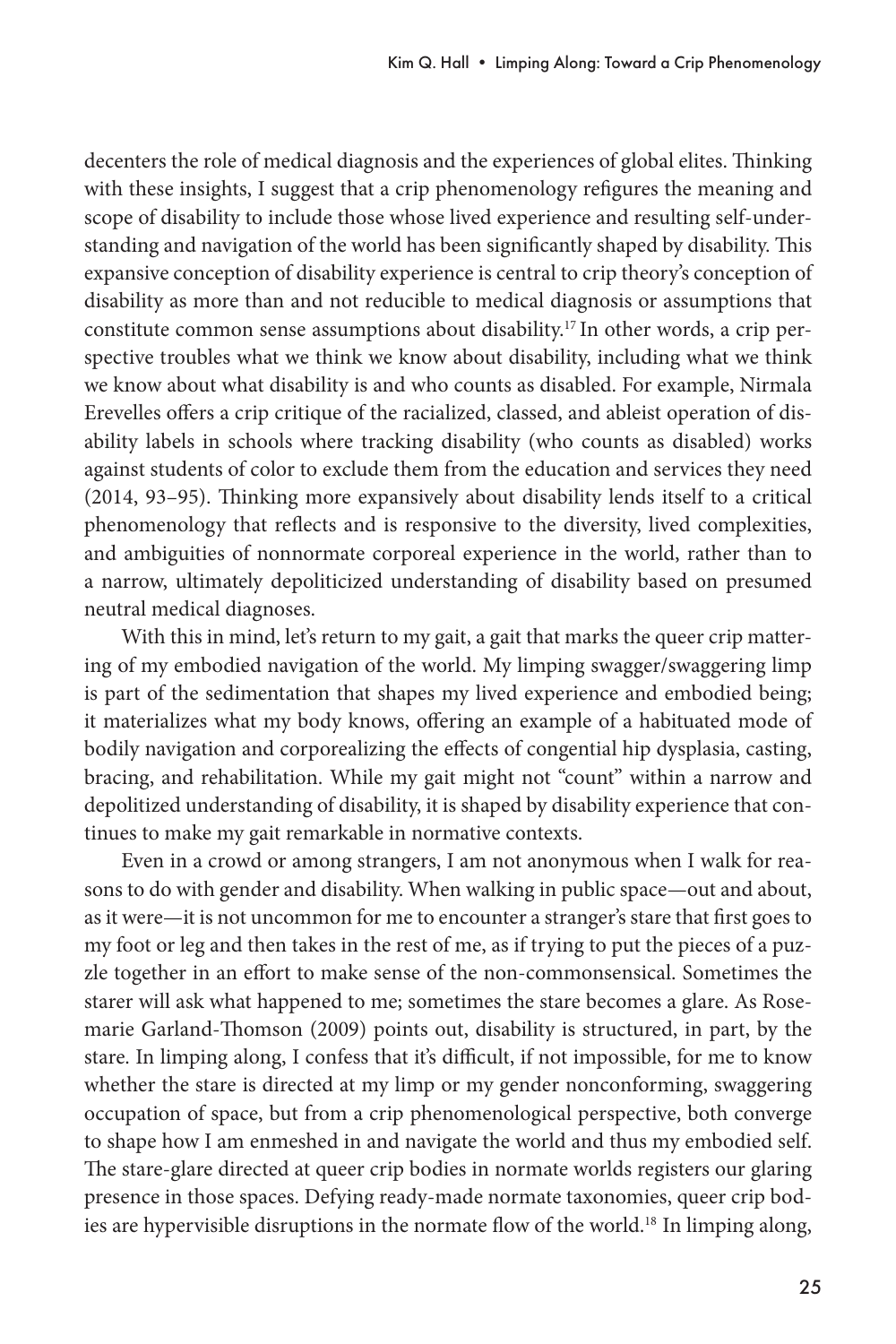decenters the role of medical diagnosis and the experiences of global elites. Thinking with these insights, I suggest that a crip phenomenology refigures the meaning and scope of disability to include those whose lived experience and resulting self-understanding and navigation of the world has been significantly shaped by disability. This expansive conception of disability experience is central to crip theory's conception of disability as more than and not reducible to medical diagnosis or assumptions that constitute common sense assumptions about disability.[17] In other words, a crip perspective troubles what we think we know about disability, including what we think we know about what disability is and who counts as disabled. For example, Nirmala Erevelles offers a crip critique of the racialized, classed, and ableist operation of disability labels in schools where tracking disability (who counts as disabled) works against students of color to exclude them from the education and services they need (2014, 93–95). Thinking more expansively about disability lends itself to a critical phenomenology that reflects and is responsive to the diversity, lived complexities, and ambiguities of nonnormate corporeal experience in the world, rather than to a narrow, ultimately depoliticized understanding of disability based on presumed neutral medical diagnoses.

With this in mind, let's return to my gait, a gait that marks the queer crip mattering of my embodied navigation of the world. My limping swagger/swaggering limp is part of the sedimentation that shapes my lived experience and embodied being; it materializes what my body knows, offering an example of a habituated mode of bodily navigation and corporealizing the effects of congential hip dysplasia, casting, bracing, and rehabilitation. While my gait might not "count" within a narrow and depolitized understanding of disability, it is shaped by disability experience that continues to make my gait remarkable in normative contexts.

Even in a crowd or among strangers, I am not anonymous when I walk for reasons to do with gender and disability. When walking in public space—out and about, as it were—it is not uncommon for me to encounter a stranger's stare that first goes to my foot or leg and then takes in the rest of me, as if trying to put the pieces of a puzzle together in an effort to make sense of the non-commonsensical. Sometimes the starer will ask what happened to me; sometimes the stare becomes a glare. As Rosemarie Garland-Thomson (2009) points out, disability is structured, in part, by the stare. In limping along, I confess that it's difficult, if not impossible, for me to know whether the stare is directed at my limp or my gender nonconforming, swaggering occupation of space, but from a crip phenomenological perspective, both converge to shape how I am enmeshed in and navigate the world and thus my embodied self. The stare-glare directed at queer crip bodies in normate worlds registers our glaring presence in those spaces. Defying ready-made normate taxonomies, queer crip bodies are hypervisible disruptions in the normate flow of the world.[18] In limping along,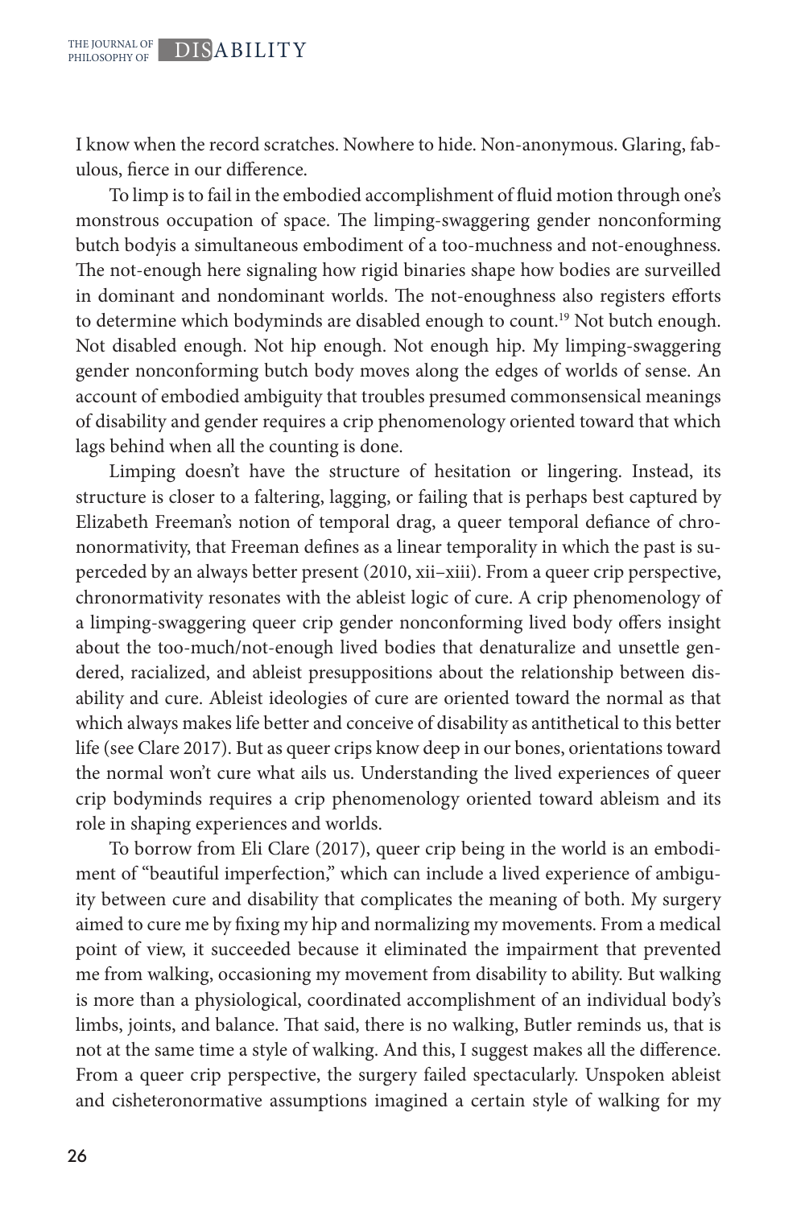I know when the record scratches. Nowhere to hide. Non-anonymous. Glaring, fabulous, fierce in our difference.

To limp is to fail in the embodied accomplishment of fluid motion through one's monstrous occupation of space. The limping-swaggering gender nonconforming butch bodyis a simultaneous embodiment of a too-muchness and not-enoughness. The not-enough here signaling how rigid binaries shape how bodies are surveilled in dominant and nondominant worlds. The not-enoughness also registers efforts to determine which bodyminds are disabled enough to count.[19] Not butch enough. Not disabled enough. Not hip enough. Not enough hip. My limping-swaggering gender nonconforming butch body moves along the edges of worlds of sense. An account of embodied ambiguity that troubles presumed commonsensical meanings of disability and gender requires a crip phenomenology oriented toward that which lags behind when all the counting is done.

Limping doesn't have the structure of hesitation or lingering. Instead, its structure is closer to a faltering, lagging, or failing that is perhaps best captured by Elizabeth Freeman's notion of temporal drag, a queer temporal defiance of chrononormativity, that Freeman defines as a linear temporality in which the past is superceded by an always better present (2010, xii–xiii). From a queer crip perspective, chronormativity resonates with the ableist logic of cure. A crip phenomenology of a limping-swaggering queer crip gender nonconforming lived body offers insight about the too-much/not-enough lived bodies that denaturalize and unsettle gendered, racialized, and ableist presuppositions about the relationship between disability and cure. Ableist ideologies of cure are oriented toward the normal as that which always makes life better and conceive of disability as antithetical to this better life (see Clare 2017). But as queer crips know deep in our bones, orientations toward the normal won't cure what ails us. Understanding the lived experiences of queer crip bodyminds requires a crip phenomenology oriented toward ableism and its role in shaping experiences and worlds.

To borrow from Eli Clare (2017), queer crip being in the world is an embodiment of "beautiful imperfection," which can include a lived experience of ambiguity between cure and disability that complicates the meaning of both. My surgery aimed to cure me by fixing my hip and normalizing my movements. From a medical point of view, it succeeded because it eliminated the impairment that prevented me from walking, occasioning my movement from disability to ability. But walking is more than a physiological, coordinated accomplishment of an individual body's limbs, joints, and balance. That said, there is no walking, Butler reminds us, that is not at the same time a style of walking. And this, I suggest makes all the difference. From a queer crip perspective, the surgery failed spectacularly. Unspoken ableist and cisheteronormative assumptions imagined a certain style of walking for my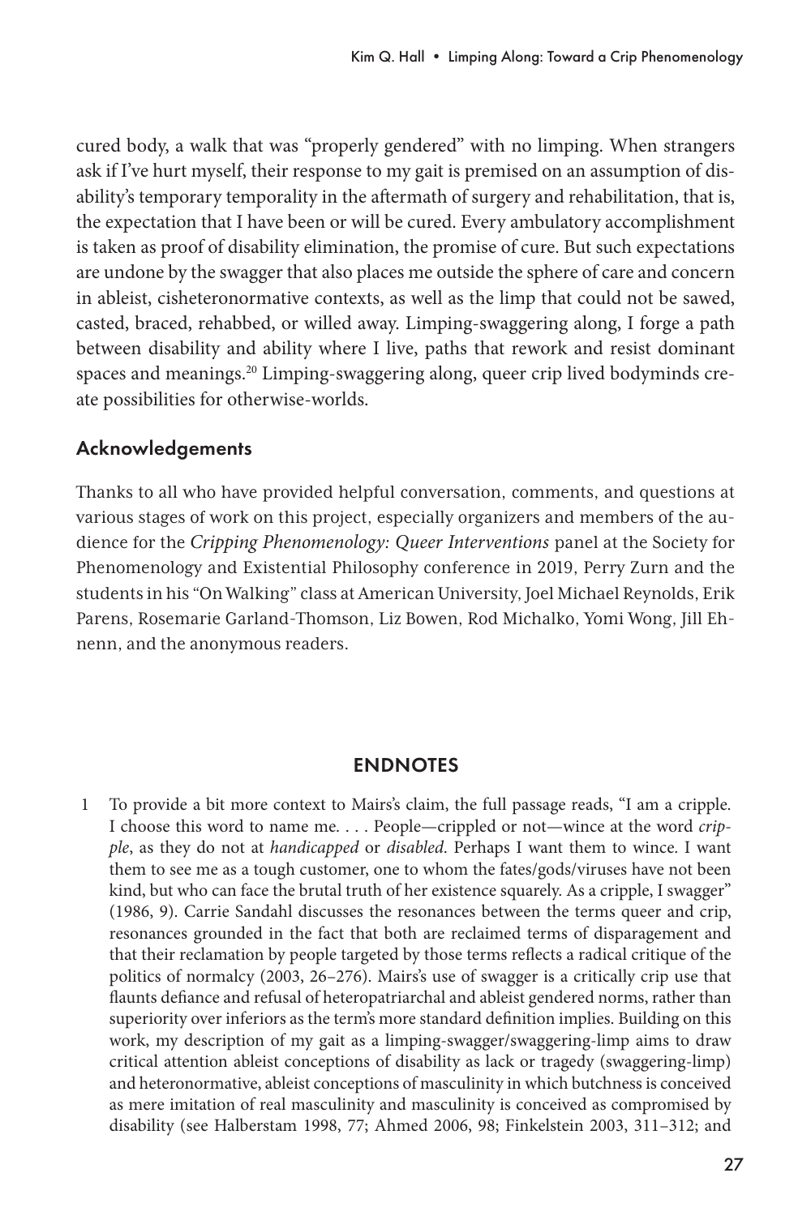cured body, a walk that was "properly gendered" with no limping. When strangers ask if I've hurt myself, their response to my gait is premised on an assumption of disability's temporary temporality in the aftermath of surgery and rehabilitation, that is, the expectation that I have been or will be cured. Every ambulatory accomplishment is taken as proof of disability elimination, the promise of cure. But such expectations are undone by the swagger that also places me outside the sphere of care and concern in ableist, cisheteronormative contexts, as well as the limp that could not be sawed, casted, braced, rehabbed, or willed away. Limping-swaggering along, I forge a path between disability and ability where I live, paths that rework and resist dominant spaces and meanings.[20] Limping-swaggering along, queer crip lived bodyminds create possibilities for otherwise-worlds.

## Acknowledgements

Thanks to all who have provided helpful conversation, comments, and questions at various stages of work on this project, especially organizers and members of the audience for the *Cripping Phenomenology: Queer Interventions* panel at the Society for Phenomenology and Existential Philosophy conference in 2019, Perry Zurn and the students in his "On Walking" class at American University, Joel Michael Reynolds, Erik Parens, Rosemarie Garland-Thomson, Liz Bowen, Rod Michalko, Yomi Wong, Jill Ehnenn, and the anonymous readers.

## ENDNOTES

1 To provide a bit more context to Mairs's claim, the full passage reads, "I am a cripple. I choose this word to name me. . . . People—crippled or not—wince at the word *cripple*, as they do not at *handicapped* or *disabled*. Perhaps I want them to wince. I want them to see me as a tough customer, one to whom the fates/gods/viruses have not been kind, but who can face the brutal truth of her existence squarely. As a cripple, I swagger" (1986, 9). Carrie Sandahl discusses the resonances between the terms queer and crip, resonances grounded in the fact that both are reclaimed terms of disparagement and that their reclamation by people targeted by those terms reflects a radical critique of the politics of normalcy (2003, 26–276). Mairs's use of swagger is a critically crip use that flaunts defiance and refusal of heteropatriarchal and ableist gendered norms, rather than superiority over inferiors as the term's more standard definition implies. Building on this work, my description of my gait as a limping-swagger/swaggering-limp aims to draw critical attention ableist conceptions of disability as lack or tragedy (swaggering-limp) and heteronormative, ableist conceptions of masculinity in which butchness is conceived as mere imitation of real masculinity and masculinity is conceived as compromised by disability (see Halberstam 1998, 77; Ahmed 2006, 98; Finkelstein 2003, 311–312; and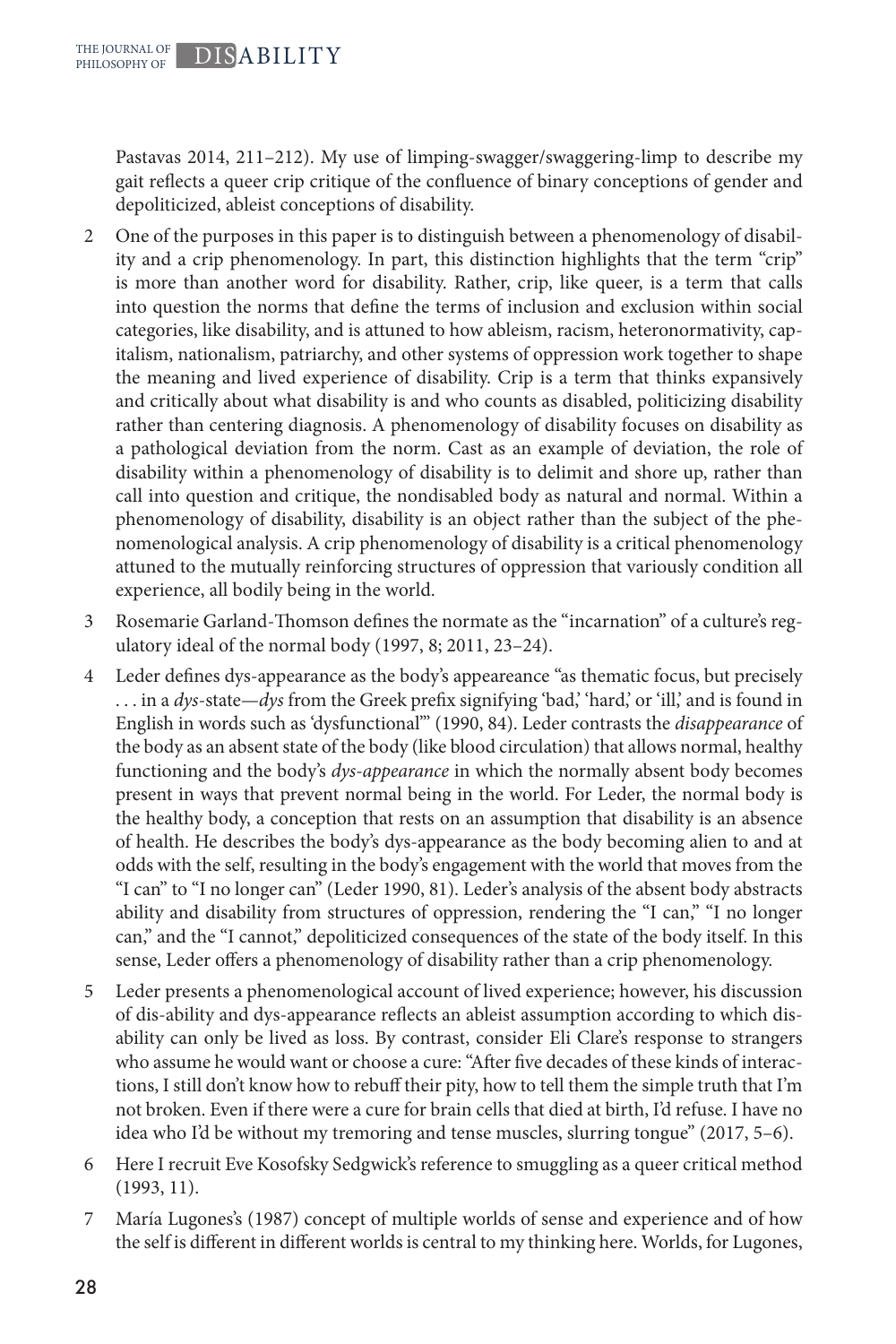Pastavas 2014, 211–212). My use of limping-swagger/swaggering-limp to describe my gait reflects a queer crip critique of the confluence of binary conceptions of gender and depoliticized, ableist conceptions of disability.

2 One of the purposes in this paper is to distinguish between a phenomenology of disability and a crip phenomenology. In part, this distinction highlights that the term "crip" is more than another word for disability. Rather, crip, like queer, is a term that calls into question the norms that define the terms of inclusion and exclusion within social categories, like disability, and is attuned to how ableism, racism, heteronormativity, capitalism, nationalism, patriarchy, and other systems of oppression work together to shape the meaning and lived experience of disability. Crip is a term that thinks expansively and critically about what disability is and who counts as disabled, politicizing disability rather than centering diagnosis. A phenomenology of disability focuses on disability as a pathological deviation from the norm. Cast as an example of deviation, the role of disability within a phenomenology of disability is to delimit and shore up, rather than call into question and critique, the nondisabled body as natural and normal. Within a phenomenology of disability, disability is an object rather than the subject of the phenomenological analysis. A crip phenomenology of disability is a critical phenomenology attuned to the mutually reinforcing structures of oppression that variously condition all experience, all bodily being in the world.

3 Rosemarie Garland-Thomson defines the normate as the "incarnation" of a culture's regulatory ideal of the normal body (1997, 8; 2011, 23–24).

4 Leder defines dys-appearance as the body's appeareance "as thematic focus, but precisely . . . in a *dys*-state—*dys* from the Greek prefix signifying 'bad,' 'hard,' or 'ill,' and is found in English in words such as 'dysfunctional'" (1990, 84). Leder contrasts the *disappearance* of the body as an absent state of the body (like blood circulation) that allows normal, healthy functioning and the body's *dys-appearance* in which the normally absent body becomes present in ways that prevent normal being in the world. For Leder, the normal body is the healthy body, a conception that rests on an assumption that disability is an absence of health. He describes the body's dys-appearance as the body becoming alien to and at odds with the self, resulting in the body's engagement with the world that moves from the "I can" to "I no longer can" (Leder 1990, 81). Leder's analysis of the absent body abstracts ability and disability from structures of oppression, rendering the "I can," "I no longer can," and the "I cannot," depoliticized consequences of the state of the body itself. In this sense, Leder offers a phenomenology of disability rather than a crip phenomenology.

5 Leder presents a phenomenological account of lived experience; however, his discussion of dis-ability and dys-appearance reflects an ableist assumption according to which disability can only be lived as loss. By contrast, consider Eli Clare's response to strangers who assume he would want or choose a cure: "After five decades of these kinds of interactions, I still don't know how to rebuff their pity, how to tell them the simple truth that I'm not broken. Even if there were a cure for brain cells that died at birth, I'd refuse. I have no idea who I'd be without my tremoring and tense muscles, slurring tongue" (2017, 5–6).

6 Here I recruit Eve Kosofsky Sedgwick's reference to smuggling as a queer critical method (1993, 11).

7 María Lugones's (1987) concept of multiple worlds of sense and experience and of how the self is different in different worlds is central to my thinking here. Worlds, for Lugones,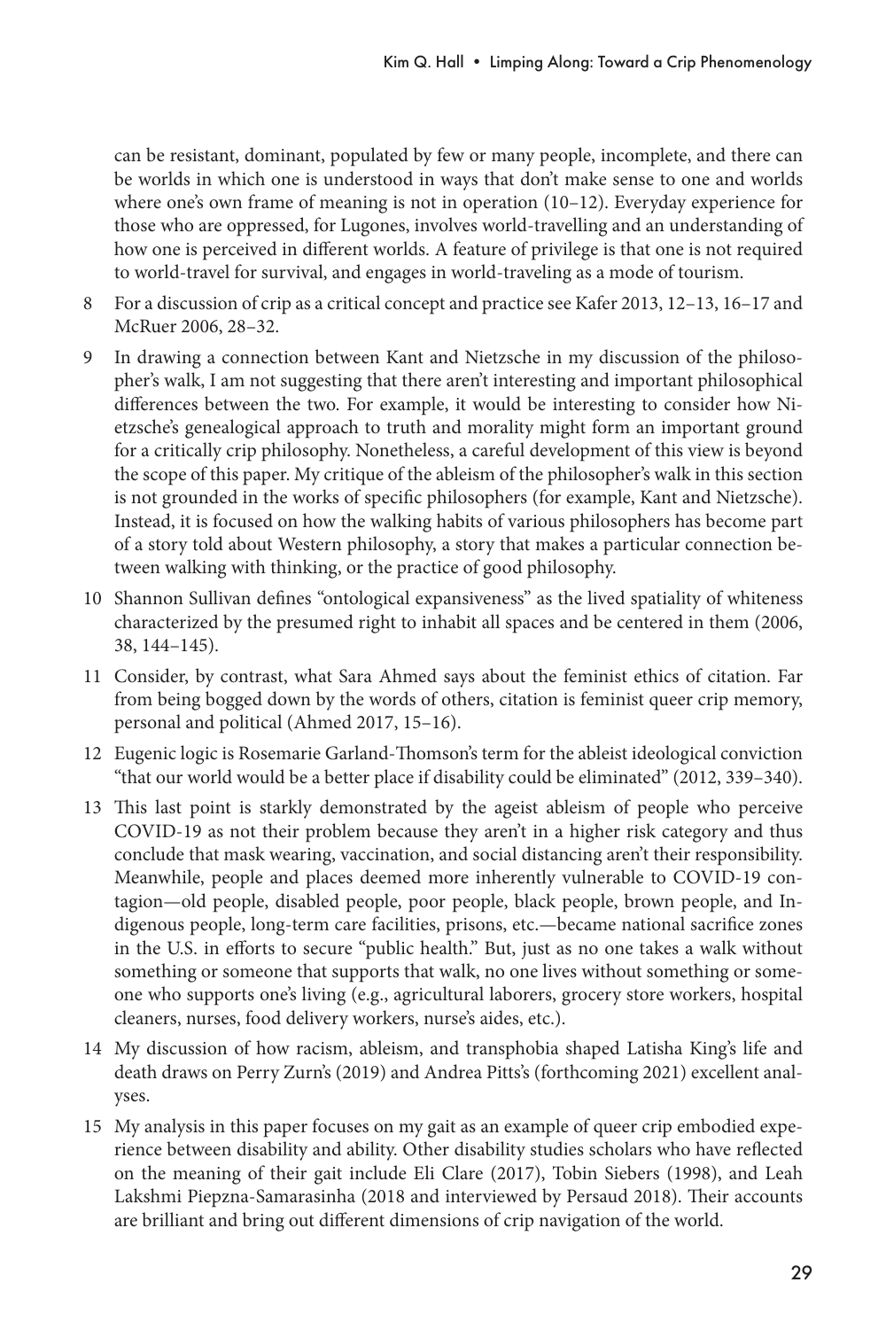can be resistant, dominant, populated by few or many people, incomplete, and there can be worlds in which one is understood in ways that don't make sense to one and worlds where one's own frame of meaning is not in operation (10–12). Everyday experience for those who are oppressed, for Lugones, involves world-travelling and an understanding of how one is perceived in different worlds. A feature of privilege is that one is not required to world-travel for survival, and engages in world-traveling as a mode of tourism.

8 For a discussion of crip as a critical concept and practice see Kafer 2013, 12–13, 16–17 and McRuer 2006, 28–32.

9 In drawing a connection between Kant and Nietzsche in my discussion of the philosopher's walk, I am not suggesting that there aren't interesting and important philosophical differences between the two. For example, it would be interesting to consider how Nietzsche's genealogical approach to truth and morality might form an important ground for a critically crip philosophy. Nonetheless, a careful development of this view is beyond the scope of this paper. My critique of the ableism of the philosopher's walk in this section is not grounded in the works of specific philosophers (for example, Kant and Nietzsche). Instead, it is focused on how the walking habits of various philosophers has become part of a story told about Western philosophy, a story that makes a particular connection between walking with thinking, or the practice of good philosophy.

10 Shannon Sullivan defines "ontological expansiveness" as the lived spatiality of whiteness characterized by the presumed right to inhabit all spaces and be centered in them (2006, 38, 144–145).

11 Consider, by contrast, what Sara Ahmed says about the feminist ethics of citation. Far from being bogged down by the words of others, citation is feminist queer crip memory, personal and political (Ahmed 2017, 15–16).

12 Eugenic logic is Rosemarie Garland-Thomson's term for the ableist ideological conviction "that our world would be a better place if disability could be eliminated" (2012, 339–340).

13 This last point is starkly demonstrated by the ageist ableism of people who perceive COVID-19 as not their problem because they aren't in a higher risk category and thus conclude that mask wearing, vaccination, and social distancing aren't their responsibility. Meanwhile, people and places deemed more inherently vulnerable to COVID-19 contagion—old people, disabled people, poor people, black people, brown people, and Indigenous people, long-term care facilities, prisons, etc.—became national sacrifice zones in the U.S. in efforts to secure "public health." But, just as no one takes a walk without something or someone that supports that walk, no one lives without something or someone who supports one's living (e.g., agricultural laborers, grocery store workers, hospital cleaners, nurses, food delivery workers, nurse's aides, etc.).

14 My discussion of how racism, ableism, and transphobia shaped Latisha King's life and death draws on Perry Zurn's (2019) and Andrea Pitts's (forthcoming 2021) excellent analyses.

15 My analysis in this paper focuses on my gait as an example of queer crip embodied experience between disability and ability. Other disability studies scholars who have reflected on the meaning of their gait include Eli Clare (2017), Tobin Siebers (1998), and Leah Lakshmi Piepzna-Samarasinha (2018 and interviewed by Persaud 2018). Their accounts are brilliant and bring out different dimensions of crip navigation of the world.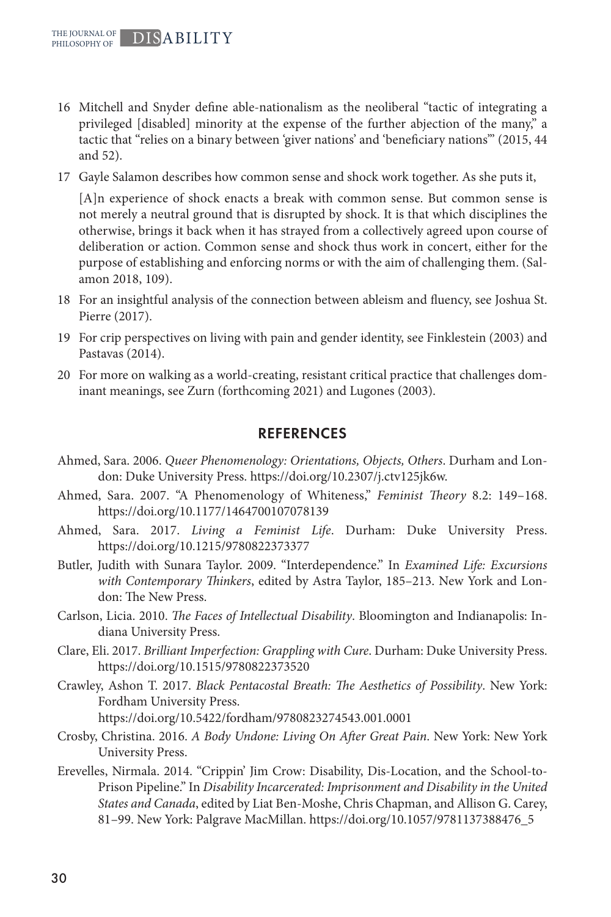16 Mitchell and Snyder define able-nationalism as the neoliberal "tactic of integrating a privileged [disabled] minority at the expense of the further abjection of the many," a tactic that "relies on a binary between 'giver nations' and 'beneficiary nations'" (2015, 44 and 52).

17 Gayle Salamon describes how common sense and shock work together. As she puts it,

> [A]n experience of shock enacts a break with common sense. But common sense is not merely a neutral ground that is disrupted by shock. It is that which disciplines the otherwise, brings it back when it has strayed from a collectively agreed upon course of deliberation or action. Common sense and shock thus work in concert, either for the purpose of establishing and enforcing norms or with the aim of challenging them. (Salamon 2018, 109).

18 For an insightful analysis of the connection between ableism and fluency, see Joshua St. Pierre (2017).

19 For crip perspectives on living with pain and gender identity, see Finklestein (2003) and Pastavas (2014).

20 For more on walking as a world-creating, resistant critical practice that challenges dominant meanings, see Zurn (forthcoming 2021) and Lugones (2003).

## REFERENCES

Ahmed, Sara. 2006. *Queer Phenomenology: Orientations, Objects, Others*. Durham and London: Duke University Press. https://doi.org/10.2307/j.ctv125jk6w.

Ahmed, Sara. 2007. "A Phenomenology of Whiteness," *Feminist Theory* 8.2: 149–168. https://doi.org/10.1177/1464700107078139

Ahmed, Sara. 2017. *Living a Feminist Life*. Durham: Duke University Press. https://doi.org/10.1215/9780822373377

Butler, Judith with Sunara Taylor. 2009. "Interdependence." In *Examined Life: Excursions with Contemporary Thinkers*, edited by Astra Taylor, 185–213. New York and London: The New Press.

Carlson, Licia. 2010. *The Faces of Intellectual Disability*. Bloomington and Indianapolis: Indiana University Press.

Clare, Eli. 2017. *Brilliant Imperfection: Grappling with Cure*. Durham: Duke University Press. https://doi.org/10.1515/9780822373520

Crawley, Ashon T. 2017. *Black Pentacostal Breath: The Aesthetics of Possibility*. New York: Fordham University Press. https://doi.org/10.5422/fordham/9780823274543.001.0001

Crosby, Christina. 2016. *A Body Undone: Living On After Great Pain*. New York: New York University Press.

Erevelles, Nirmala. 2014. "Crippin' Jim Crow: Disability, Dis-Location, and the School-to-Prison Pipeline." In *Disability Incarcerated: Imprisonment and Disability in the United States and Canada*, edited by Liat Ben-Moshe, Chris Chapman, and Allison G. Carey, 81–99. New York: Palgrave MacMillan. https://doi.org/10.1057/9781137388476_5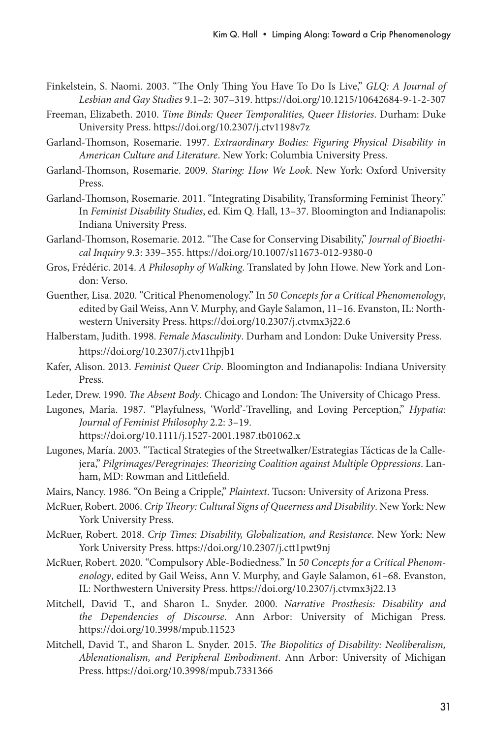Finkelstein, S. Naomi. 2003. "The Only Thing You Have To Do Is Live," *GLQ: A Journal of Lesbian and Gay Studies* 9.1–2: 307–319. https://doi.org/10.1215/10642684-9-1-2-307

Freeman, Elizabeth. 2010. *Time Binds: Queer Temporalities, Queer Histories*. Durham: Duke University Press. https://doi.org/10.2307/j.ctv1198v7z

Garland-Thomson, Rosemarie. 1997. *Extraordinary Bodies: Figuring Physical Disability in American Culture and Literature*. New York: Columbia University Press.

Garland-Thomson, Rosemarie. 2009. *Staring: How We Look*. New York: Oxford University Press.

Garland-Thomson, Rosemarie. 2011. "Integrating Disability, Transforming Feminist Theory." In *Feminist Disability Studies*, ed. Kim Q. Hall, 13–37. Bloomington and Indianapolis: Indiana University Press.

Garland-Thomson, Rosemarie. 2012. "The Case for Conserving Disability," *Journal of Bioethical Inquiry* 9.3: 339–355. https://doi.org/10.1007/s11673-012-9380-0

Gros, Frédéric. 2014. *A Philosophy of Walking*. Translated by John Howe. New York and London: Verso.

Guenther, Lisa. 2020. "Critical Phenomenology." In *50 Concepts for a Critical Phenomenology*, edited by Gail Weiss, Ann V. Murphy, and Gayle Salamon, 11–16. Evanston, IL: Northwestern University Press. https://doi.org/10.2307/j.ctvmx3j22.6

Halberstam, Judith. 1998. *Female Masculinity*. Durham and London: Duke University Press. https://doi.org/10.2307/j.ctv11hpjb1

Kafer, Alison. 2013. *Feminist Queer Crip*. Bloomington and Indianapolis: Indiana University Press.

Leder, Drew. 1990. *The Absent Body*. Chicago and London: The University of Chicago Press.

Lugones, María. 1987. "Playfulness, 'World'-Travelling, and Loving Perception," *Hypatia: Journal of Feminist Philosophy* 2.2: 3–19. https://doi.org/10.1111/j.1527-2001.1987.tb01062.x

Lugones, María. 2003. "Tactical Strategies of the Streetwalker/Estrategias Tácticas de la Callejera," *Pilgrimages/Peregrinajes: Theorizing Coalition against Multiple Oppressions*. Lanham, MD: Rowman and Littlefield.

Mairs, Nancy. 1986. "On Being a Cripple," *Plaintext*. Tucson: University of Arizona Press.

McRuer, Robert. 2006. *Crip Theory: Cultural Signs of Queerness and Disability*. New York: New York University Press.

McRuer, Robert. 2018. *Crip Times: Disability, Globalization, and Resistance*. New York: New York University Press. https://doi.org/10.2307/j.ctt1pwt9nj

McRuer, Robert. 2020. "Compulsory Able-Bodiedness." In *50 Concepts for a Critical Phenomenology*, edited by Gail Weiss, Ann V. Murphy, and Gayle Salamon, 61–68. Evanston, IL: Northwestern University Press. https://doi.org/10.2307/j.ctvmx3j22.13

Mitchell, David T., and Sharon L. Snyder. 2000. *Narrative Prosthesis: Disability and the Dependencies of Discourse*. Ann Arbor: University of Michigan Press. https://doi.org/10.3998/mpub.11523

Mitchell, David T., and Sharon L. Snyder. 2015. *The Biopolitics of Disability: Neoliberalism, Ablenationalism, and Peripheral Embodiment*. Ann Arbor: University of Michigan Press. https://doi.org/10.3998/mpub.7331366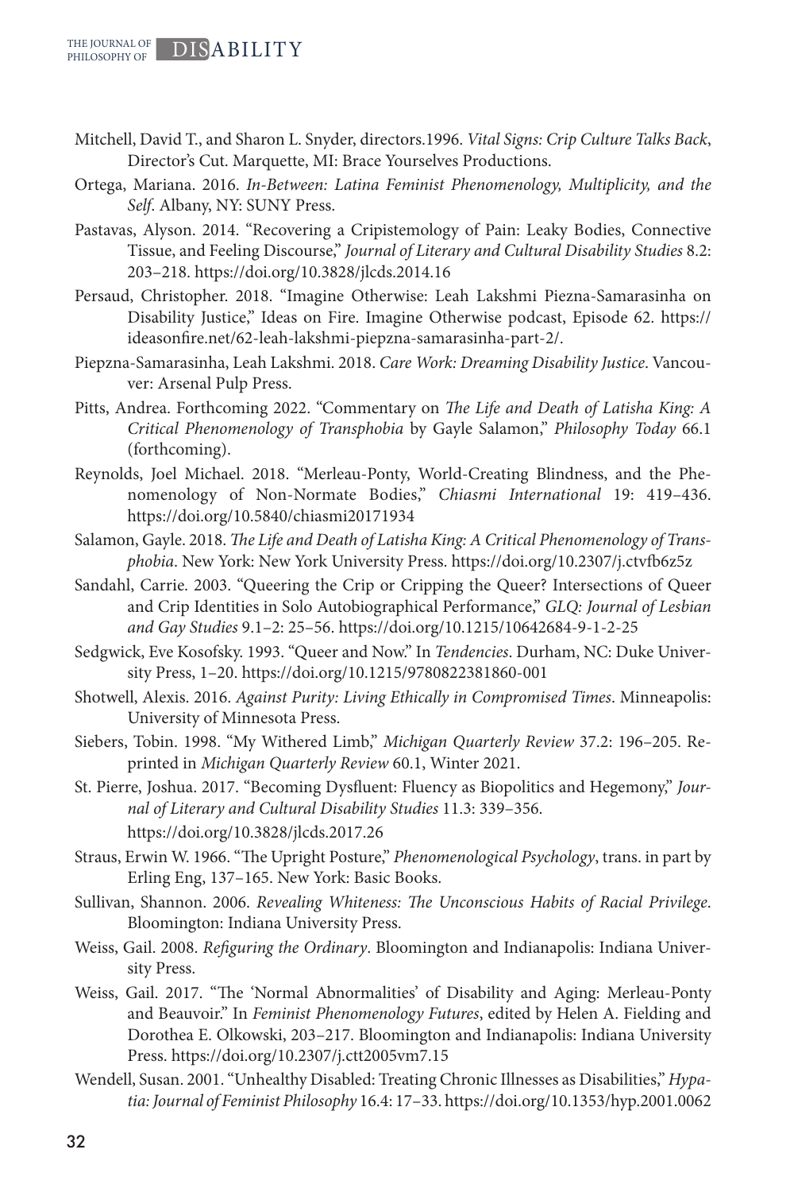Mitchell, David T., and Sharon L. Snyder, directors.1996. *Vital Signs: Crip Culture Talks Back*, Director's Cut. Marquette, MI: Brace Yourselves Productions.

Ortega, Mariana. 2016. *In-Between: Latina Feminist Phenomenology, Multiplicity, and the Self*. Albany, NY: SUNY Press.

Pastavas, Alyson. 2014. "Recovering a Cripistemology of Pain: Leaky Bodies, Connective Tissue, and Feeling Discourse," *Journal of Literary and Cultural Disability Studies* 8.2: 203–218. https://doi.org/10.3828/jlcds.2014.16

Persaud, Christopher. 2018. "Imagine Otherwise: Leah Lakshmi Piezna-Samarasinha on Disability Justice," Ideas on Fire. Imagine Otherwise podcast, Episode 62. https://ideasonfire.net/62-leah-lakshmi-piepzna-samarasinha-part-2/.

Piepzna-Samarasinha, Leah Lakshmi. 2018. *Care Work: Dreaming Disability Justice*. Vancouver: Arsenal Pulp Press.

Pitts, Andrea. Forthcoming 2022. "Commentary on *The Life and Death of Latisha King: A Critical Phenomenology of Transphobia* by Gayle Salamon," *Philosophy Today* 66.1 (forthcoming).

Reynolds, Joel Michael. 2018. "Merleau-Ponty, World-Creating Blindness, and the Phenomenology of Non-Normate Bodies," *Chiasmi International* 19: 419–436. https://doi.org/10.5840/chiasmi20171934

Salamon, Gayle. 2018. *The Life and Death of Latisha King: A Critical Phenomenology of Transphobia*. New York: New York University Press. https://doi.org/10.2307/j.ctvfb6z5z

Sandahl, Carrie. 2003. "Queering the Crip or Cripping the Queer? Intersections of Queer and Crip Identities in Solo Autobiographical Performance," *GLQ: Journal of Lesbian and Gay Studies* 9.1–2: 25–56. https://doi.org/10.1215/10642684-9-1-2-25

Sedgwick, Eve Kosofsky. 1993. "Queer and Now." In *Tendencies*. Durham, NC: Duke University Press, 1–20. https://doi.org/10.1215/9780822381860-001

Shotwell, Alexis. 2016. *Against Purity: Living Ethically in Compromised Times*. Minneapolis: University of Minnesota Press.

Siebers, Tobin. 1998. "My Withered Limb," *Michigan Quarterly Review* 37.2: 196–205. Reprinted in *Michigan Quarterly Review* 60.1, Winter 2021.

St. Pierre, Joshua. 2017. "Becoming Dysfluent: Fluency as Biopolitics and Hegemony," *Journal of Literary and Cultural Disability Studies* 11.3: 339–356. https://doi.org/10.3828/jlcds.2017.26

Straus, Erwin W. 1966. "The Upright Posture," *Phenomenological Psychology*, trans. in part by Erling Eng, 137–165. New York: Basic Books.

Sullivan, Shannon. 2006. *Revealing Whiteness: The Unconscious Habits of Racial Privilege*. Bloomington: Indiana University Press.

Weiss, Gail. 2008. *Refiguring the Ordinary*. Bloomington and Indianapolis: Indiana University Press.

Weiss, Gail. 2017. "The 'Normal Abnormalities' of Disability and Aging: Merleau-Ponty and Beauvoir." In *Feminist Phenomenology Futures*, edited by Helen A. Fielding and Dorothea E. Olkowski, 203–217. Bloomington and Indianapolis: Indiana University Press. https://doi.org/10.2307/j.ctt2005vm7.15

Wendell, Susan. 2001. "Unhealthy Disabled: Treating Chronic Illnesses as Disabilities," *Hypatia: Journal of Feminist Philosophy* 16.4: 17–33. https://doi.org/10.1353/hyp.2001.0062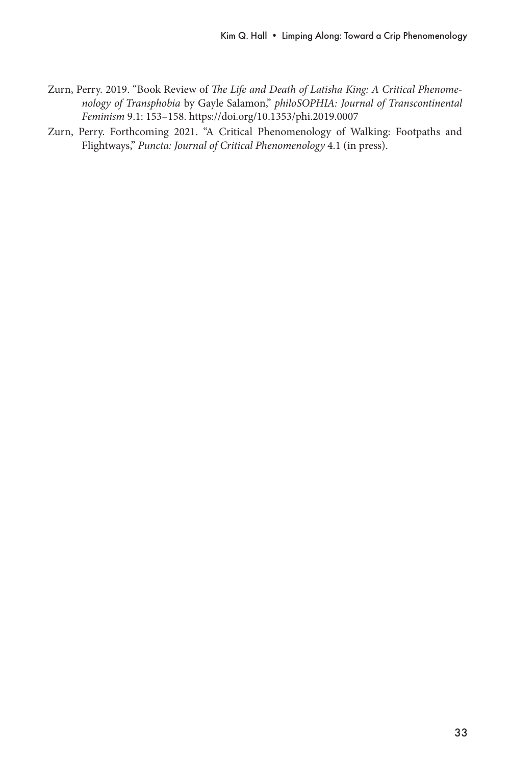Zurn, Perry. 2019. "Book Review of *The Life and Death of Latisha King: A Critical Phenomenology of Transphobia* by Gayle Salamon," *philoSOPHIA: Journal of Transcontinental Feminism* 9.1: 153–158. https://doi.org/10.1353/phi.2019.0007

Zurn, Perry. Forthcoming 2021. "A Critical Phenomenology of Walking: Footpaths and Flightways," *Puncta: Journal of Critical Phenomenology* 4.1 (in press).